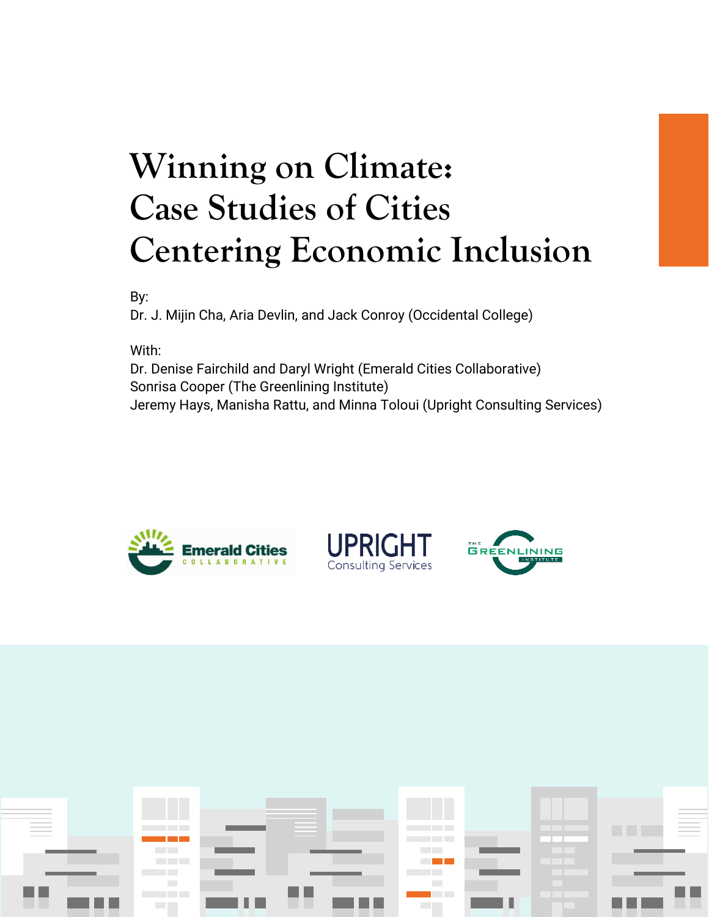# Winning on Climate: Case Studies of Cities Centering Economic Inclusion

By:
Dr. J. Mijin Cha, Aria Devlin, and Jack Conroy (Occidental College)

With:
Dr. Denise Fairchild and Daryl Wright (Emerald Cities Collaborative)
Sonrisa Cooper (The Greenlining Institute)
Jeremy Hays, Manisha Rattu, and Minna Toloui (Upright Consulting Services)

Emerald Cities COLLABORATIVE

UPRIGHT Consulting Services

THE GREENLINING INSTITUTE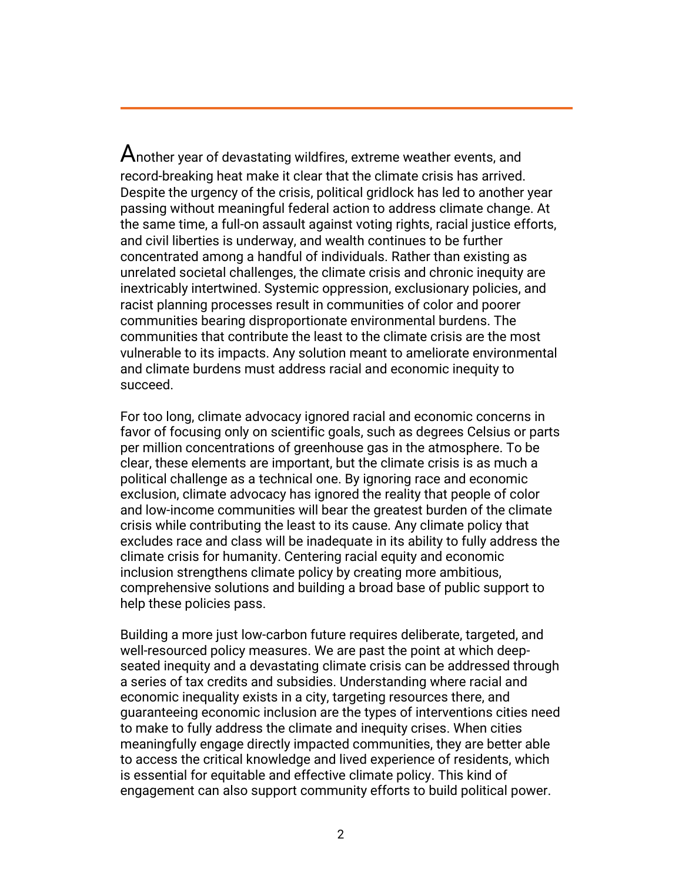Another year of devastating wildfires, extreme weather events, and record-breaking heat make it clear that the climate crisis has arrived. Despite the urgency of the crisis, political gridlock has led to another year passing without meaningful federal action to address climate change. At the same time, a full-on assault against voting rights, racial justice efforts, and civil liberties is underway, and wealth continues to be further concentrated among a handful of individuals. Rather than existing as unrelated societal challenges, the climate crisis and chronic inequity are inextricably intertwined. Systemic oppression, exclusionary policies, and racist planning processes result in communities of color and poorer communities bearing disproportionate environmental burdens. The communities that contribute the least to the climate crisis are the most vulnerable to its impacts. Any solution meant to ameliorate environmental and climate burdens must address racial and economic inequity to succeed.

For too long, climate advocacy ignored racial and economic concerns in favor of focusing only on scientific goals, such as degrees Celsius or parts per million concentrations of greenhouse gas in the atmosphere. To be clear, these elements are important, but the climate crisis is as much a political challenge as a technical one. By ignoring race and economic exclusion, climate advocacy has ignored the reality that people of color and low-income communities will bear the greatest burden of the climate crisis while contributing the least to its cause. Any climate policy that excludes race and class will be inadequate in its ability to fully address the climate crisis for humanity. Centering racial equity and economic inclusion strengthens climate policy by creating more ambitious, comprehensive solutions and building a broad base of public support to help these policies pass.

Building a more just low-carbon future requires deliberate, targeted, and well-resourced policy measures. We are past the point at which deep-seated inequity and a devastating climate crisis can be addressed through a series of tax credits and subsidies. Understanding where racial and economic inequality exists in a city, targeting resources there, and guaranteeing economic inclusion are the types of interventions cities need to make to fully address the climate and inequity crises. When cities meaningfully engage directly impacted communities, they are better able to access the critical knowledge and lived experience of residents, which is essential for equitable and effective climate policy. This kind of engagement can also support community efforts to build political power.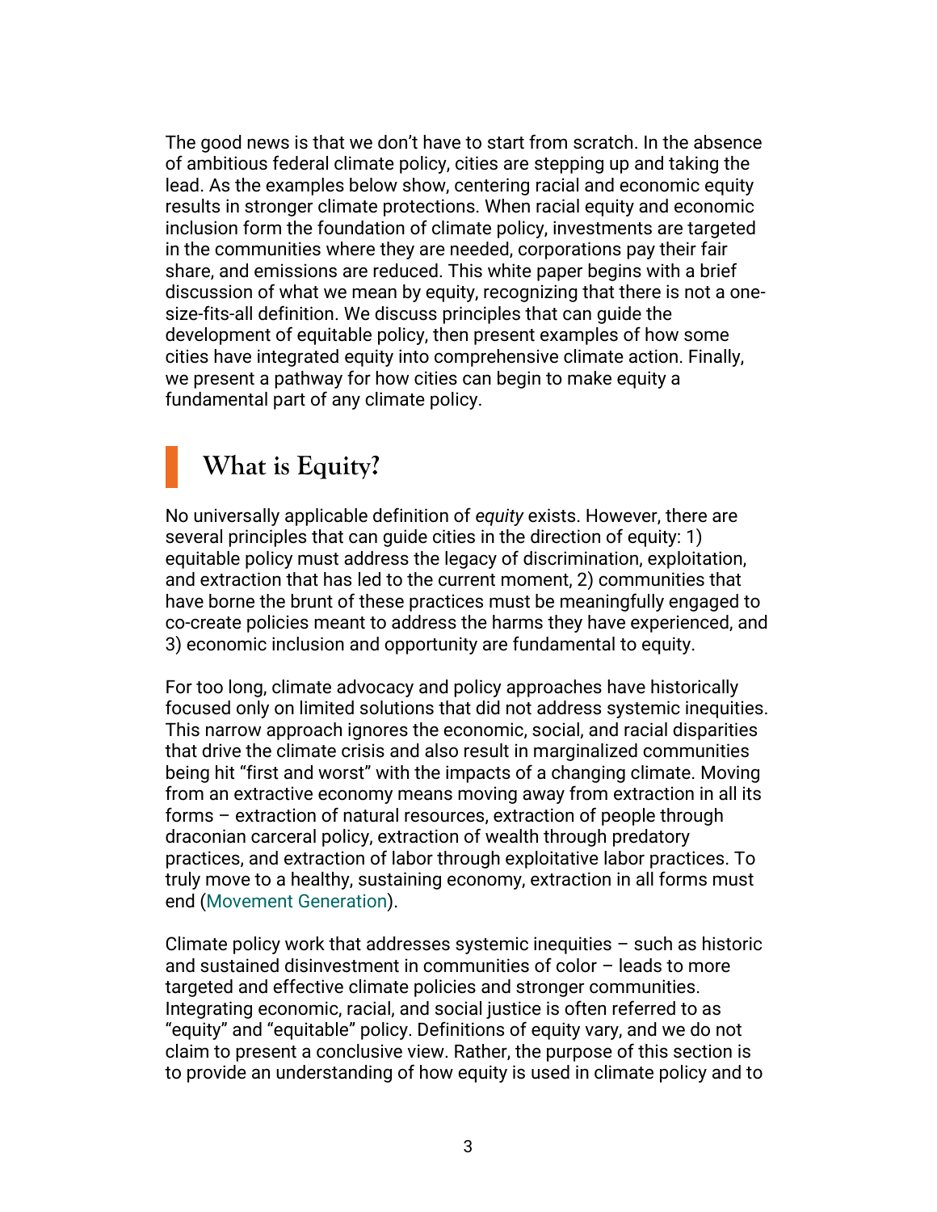The good news is that we don't have to start from scratch. In the absence of ambitious federal climate policy, cities are stepping up and taking the lead. As the examples below show, centering racial and economic equity results in stronger climate protections. When racial equity and economic inclusion form the foundation of climate policy, investments are targeted in the communities where they are needed, corporations pay their fair share, and emissions are reduced. This white paper begins with a brief discussion of what we mean by equity, recognizing that there is not a one-size-fits-all definition. We discuss principles that can guide the development of equitable policy, then present examples of how some cities have integrated equity into comprehensive climate action. Finally, we present a pathway for how cities can begin to make equity a fundamental part of any climate policy.

## What is Equity?

No universally applicable definition of *equity* exists. However, there are several principles that can guide cities in the direction of equity: 1) equitable policy must address the legacy of discrimination, exploitation, and extraction that has led to the current moment, 2) communities that have borne the brunt of these practices must be meaningfully engaged to co-create policies meant to address the harms they have experienced, and 3) economic inclusion and opportunity are fundamental to equity.

For too long, climate advocacy and policy approaches have historically focused only on limited solutions that did not address systemic inequities. This narrow approach ignores the economic, social, and racial disparities that drive the climate crisis and also result in marginalized communities being hit "first and worst" with the impacts of a changing climate. Moving from an extractive economy means moving away from extraction in all its forms – extraction of natural resources, extraction of people through draconian carceral policy, extraction of wealth through predatory practices, and extraction of labor through exploitative labor practices. To truly move to a healthy, sustaining economy, extraction in all forms must end (Movement Generation).

Climate policy work that addresses systemic inequities – such as historic and sustained disinvestment in communities of color – leads to more targeted and effective climate policies and stronger communities. Integrating economic, racial, and social justice is often referred to as "equity" and "equitable" policy. Definitions of equity vary, and we do not claim to present a conclusive view. Rather, the purpose of this section is to provide an understanding of how equity is used in climate policy and to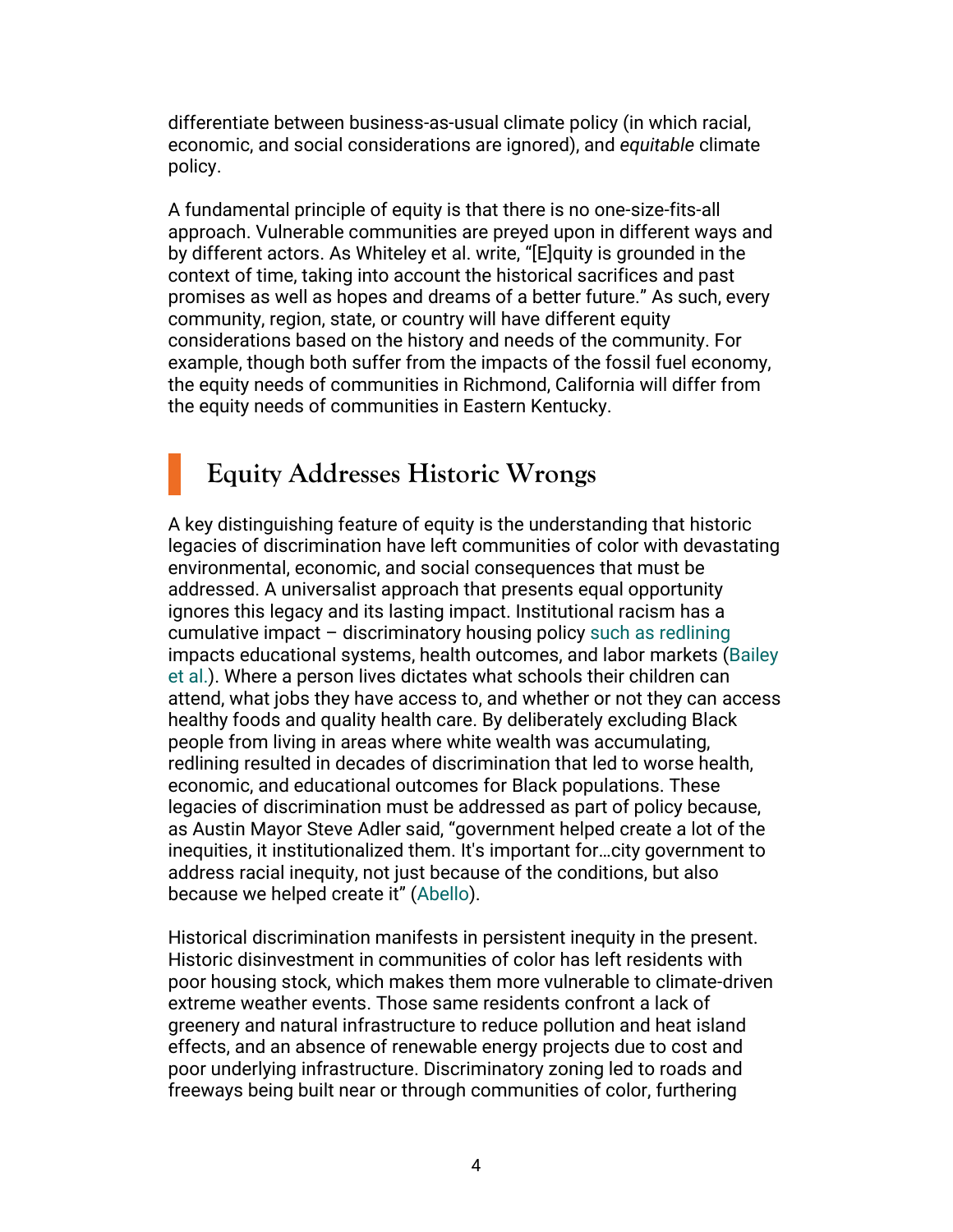differentiate between business-as-usual climate policy (in which racial, economic, and social considerations are ignored), and *equitable* climate policy.

A fundamental principle of equity is that there is no one-size-fits-all approach. Vulnerable communities are preyed upon in different ways and by different actors. As Whiteley et al. write, "[E]quity is grounded in the context of time, taking into account the historical sacrifices and past promises as well as hopes and dreams of a better future." As such, every community, region, state, or country will have different equity considerations based on the history and needs of the community. For example, though both suffer from the impacts of the fossil fuel economy, the equity needs of communities in Richmond, California will differ from the equity needs of communities in Eastern Kentucky.

## Equity Addresses Historic Wrongs

A key distinguishing feature of equity is the understanding that historic legacies of discrimination have left communities of color with devastating environmental, economic, and social consequences that must be addressed. A universalist approach that presents equal opportunity ignores this legacy and its lasting impact. Institutional racism has a cumulative impact – discriminatory housing policy such as redlining impacts educational systems, health outcomes, and labor markets (Bailey et al.). Where a person lives dictates what schools their children can attend, what jobs they have access to, and whether or not they can access healthy foods and quality health care. By deliberately excluding Black people from living in areas where white wealth was accumulating, redlining resulted in decades of discrimination that led to worse health, economic, and educational outcomes for Black populations. These legacies of discrimination must be addressed as part of policy because, as Austin Mayor Steve Adler said, "government helped create a lot of the inequities, it institutionalized them. It's important for…city government to address racial inequity, not just because of the conditions, but also because we helped create it" (Abello).

Historical discrimination manifests in persistent inequity in the present. Historic disinvestment in communities of color has left residents with poor housing stock, which makes them more vulnerable to climate-driven extreme weather events. Those same residents confront a lack of greenery and natural infrastructure to reduce pollution and heat island effects, and an absence of renewable energy projects due to cost and poor underlying infrastructure. Discriminatory zoning led to roads and freeways being built near or through communities of color, furthering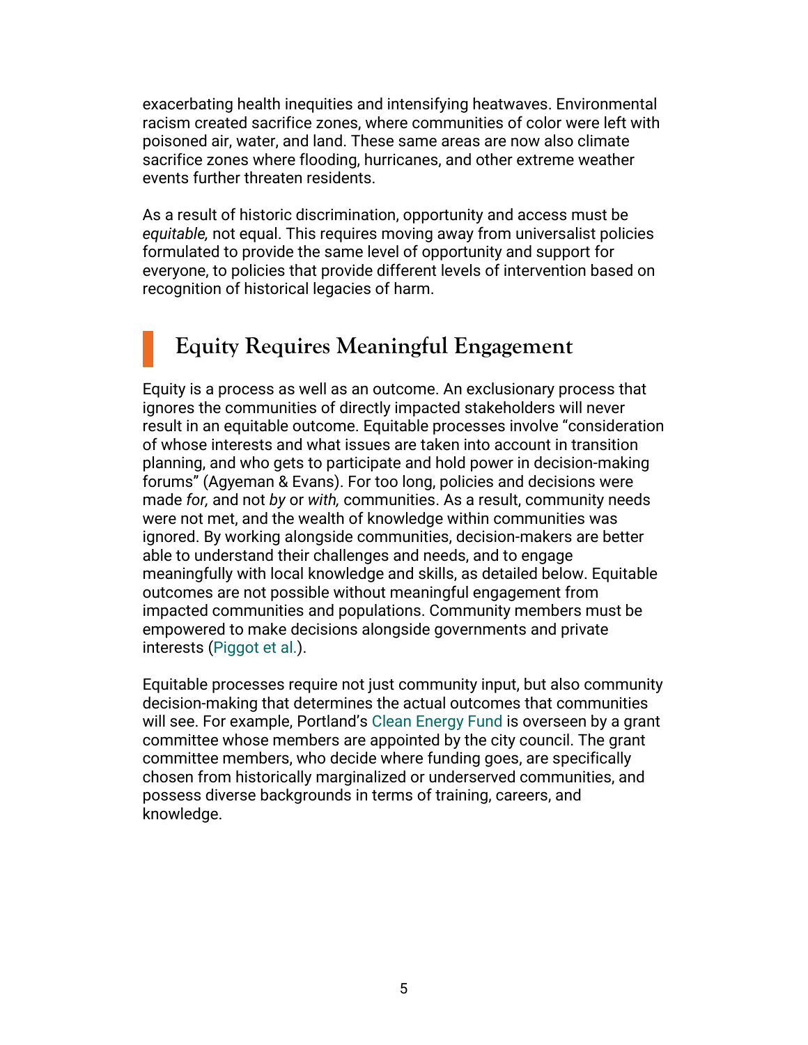exacerbating health inequities and intensifying heatwaves. Environmental racism created sacrifice zones, where communities of color were left with poisoned air, water, and land. These same areas are now also climate sacrifice zones where flooding, hurricanes, and other extreme weather events further threaten residents.

As a result of historic discrimination, opportunity and access must be *equitable,* not equal. This requires moving away from universalist policies formulated to provide the same level of opportunity and support for everyone, to policies that provide different levels of intervention based on recognition of historical legacies of harm.

## Equity Requires Meaningful Engagement

Equity is a process as well as an outcome. An exclusionary process that ignores the communities of directly impacted stakeholders will never result in an equitable outcome. Equitable processes involve "consideration of whose interests and what issues are taken into account in transition planning, and who gets to participate and hold power in decision-making forums" (Agyeman & Evans). For too long, policies and decisions were made *for,* and not *by* or *with,* communities. As a result, community needs were not met, and the wealth of knowledge within communities was ignored. By working alongside communities, decision-makers are better able to understand their challenges and needs, and to engage meaningfully with local knowledge and skills, as detailed below. Equitable outcomes are not possible without meaningful engagement from impacted communities and populations. Community members must be empowered to make decisions alongside governments and private interests (Piggot et al.).

Equitable processes require not just community input, but also community decision-making that determines the actual outcomes that communities will see. For example, Portland's Clean Energy Fund is overseen by a grant committee whose members are appointed by the city council. The grant committee members, who decide where funding goes, are specifically chosen from historically marginalized or underserved communities, and possess diverse backgrounds in terms of training, careers, and knowledge.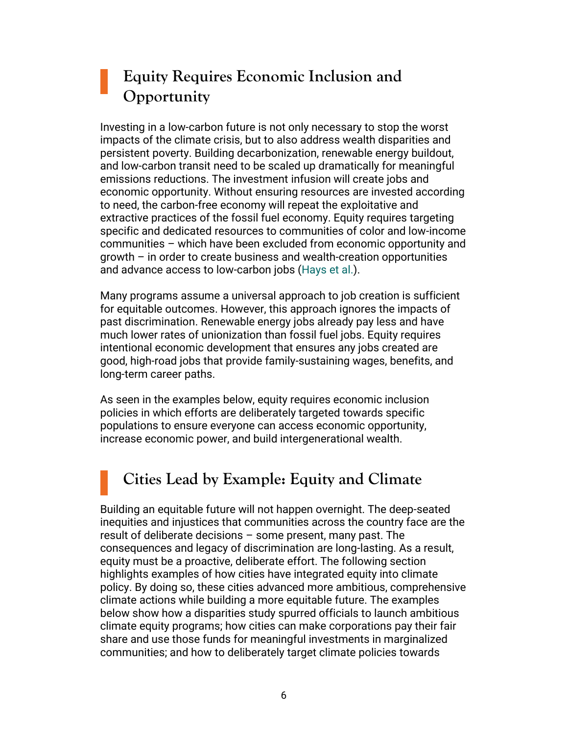## Equity Requires Economic Inclusion and Opportunity

Investing in a low-carbon future is not only necessary to stop the worst impacts of the climate crisis, but to also address wealth disparities and persistent poverty. Building decarbonization, renewable energy buildout, and low-carbon transit need to be scaled up dramatically for meaningful emissions reductions. The investment infusion will create jobs and economic opportunity. Without ensuring resources are invested according to need, the carbon-free economy will repeat the exploitative and extractive practices of the fossil fuel economy. Equity requires targeting specific and dedicated resources to communities of color and low-income communities – which have been excluded from economic opportunity and growth – in order to create business and wealth-creation opportunities and advance access to low-carbon jobs (Hays et al.).

Many programs assume a universal approach to job creation is sufficient for equitable outcomes. However, this approach ignores the impacts of past discrimination. Renewable energy jobs already pay less and have much lower rates of unionization than fossil fuel jobs. Equity requires intentional economic development that ensures any jobs created are good, high-road jobs that provide family-sustaining wages, benefits, and long-term career paths.

As seen in the examples below, equity requires economic inclusion policies in which efforts are deliberately targeted towards specific populations to ensure everyone can access economic opportunity, increase economic power, and build intergenerational wealth.

## Cities Lead by Example: Equity and Climate

Building an equitable future will not happen overnight. The deep-seated inequities and injustices that communities across the country face are the result of deliberate decisions – some present, many past. The consequences and legacy of discrimination are long-lasting. As a result, equity must be a proactive, deliberate effort. The following section highlights examples of how cities have integrated equity into climate policy. By doing so, these cities advanced more ambitious, comprehensive climate actions while building a more equitable future. The examples below show how a disparities study spurred officials to launch ambitious climate equity programs; how cities can make corporations pay their fair share and use those funds for meaningful investments in marginalized communities; and how to deliberately target climate policies towards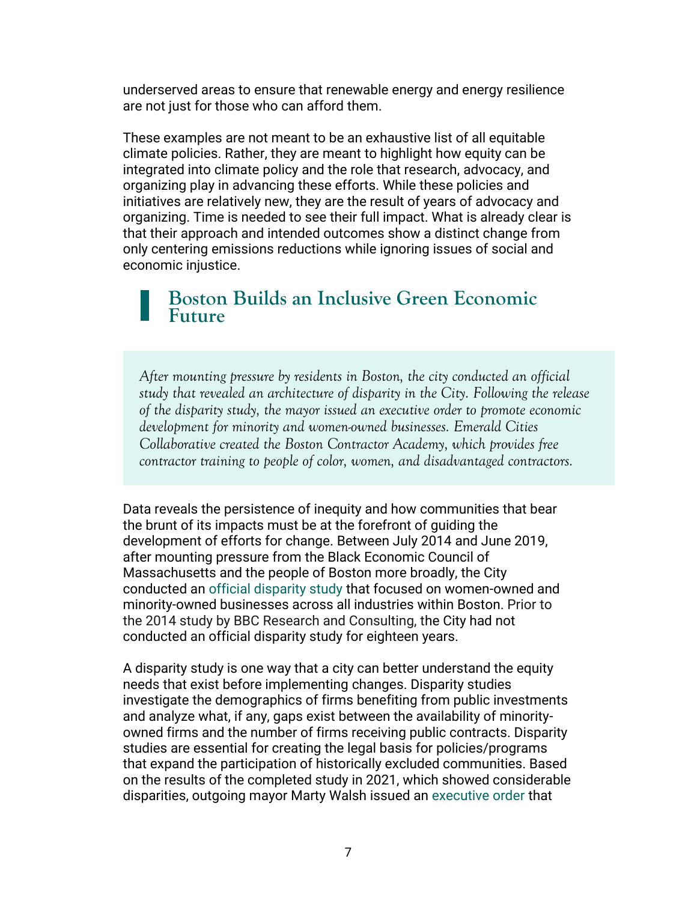underserved areas to ensure that renewable energy and energy resilience are not just for those who can afford them.

These examples are not meant to be an exhaustive list of all equitable climate policies. Rather, they are meant to highlight how equity can be integrated into climate policy and the role that research, advocacy, and organizing play in advancing these efforts. While these policies and initiatives are relatively new, they are the result of years of advocacy and organizing. Time is needed to see their full impact. What is already clear is that their approach and intended outcomes show a distinct change from only centering emissions reductions while ignoring issues of social and economic injustice.

## Boston Builds an Inclusive Green Economic Future

*After mounting pressure by residents in Boston, the city conducted an official study that revealed an architecture of disparity in the City. Following the release of the disparity study, the mayor issued an executive order to promote economic development for minority and women-owned businesses. Emerald Cities Collaborative created the Boston Contractor Academy, which provides free contractor training to people of color, women, and disadvantaged contractors.*

Data reveals the persistence of inequity and how communities that bear the brunt of its impacts must be at the forefront of guiding the development of efforts for change. Between July 2014 and June 2019, after mounting pressure from the Black Economic Council of Massachusetts and the people of Boston more broadly, the City conducted an official disparity study that focused on women-owned and minority-owned businesses across all industries within Boston. Prior to the 2014 study by BBC Research and Consulting, the City had not conducted an official disparity study for eighteen years.

A disparity study is one way that a city can better understand the equity needs that exist before implementing changes. Disparity studies investigate the demographics of firms benefiting from public investments and analyze what, if any, gaps exist between the availability of minority-owned firms and the number of firms receiving public contracts. Disparity studies are essential for creating the legal basis for policies/programs that expand the participation of historically excluded communities. Based on the results of the completed study in 2021, which showed considerable disparities, outgoing mayor Marty Walsh issued an executive order that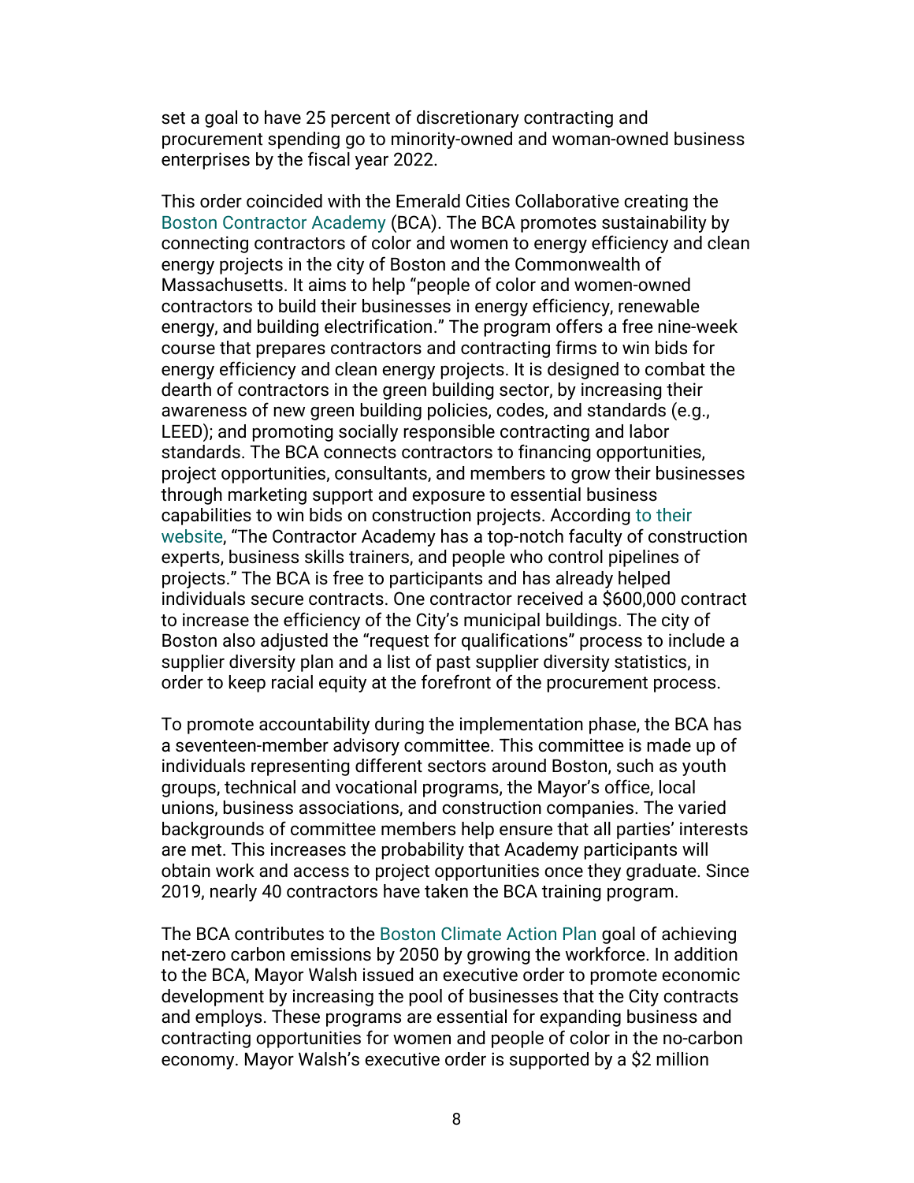set a goal to have 25 percent of discretionary contracting and procurement spending go to minority-owned and woman-owned business enterprises by the fiscal year 2022.

This order coincided with the Emerald Cities Collaborative creating the Boston Contractor Academy (BCA). The BCA promotes sustainability by connecting contractors of color and women to energy efficiency and clean energy projects in the city of Boston and the Commonwealth of Massachusetts. It aims to help "people of color and women-owned contractors to build their businesses in energy efficiency, renewable energy, and building electrification." The program offers a free nine-week course that prepares contractors and contracting firms to win bids for energy efficiency and clean energy projects. It is designed to combat the dearth of contractors in the green building sector, by increasing their awareness of new green building policies, codes, and standards (e.g., LEED); and promoting socially responsible contracting and labor standards. The BCA connects contractors to financing opportunities, project opportunities, consultants, and members to grow their businesses through marketing support and exposure to essential business capabilities to win bids on construction projects. According to their website, "The Contractor Academy has a top-notch faculty of construction experts, business skills trainers, and people who control pipelines of projects." The BCA is free to participants and has already helped individuals secure contracts. One contractor received a $600,000 contract to increase the efficiency of the City's municipal buildings. The city of Boston also adjusted the "request for qualifications" process to include a supplier diversity plan and a list of past supplier diversity statistics, in order to keep racial equity at the forefront of the procurement process.

To promote accountability during the implementation phase, the BCA has a seventeen-member advisory committee. This committee is made up of individuals representing different sectors around Boston, such as youth groups, technical and vocational programs, the Mayor's office, local unions, business associations, and construction companies. The varied backgrounds of committee members help ensure that all parties' interests are met. This increases the probability that Academy participants will obtain work and access to project opportunities once they graduate. Since 2019, nearly 40 contractors have taken the BCA training program.

The BCA contributes to the Boston Climate Action Plan goal of achieving net-zero carbon emissions by 2050 by growing the workforce. In addition to the BCA, Mayor Walsh issued an executive order to promote economic development by increasing the pool of businesses that the City contracts and employs. These programs are essential for expanding business and contracting opportunities for women and people of color in the no-carbon economy. Mayor Walsh's executive order is supported by a $2 million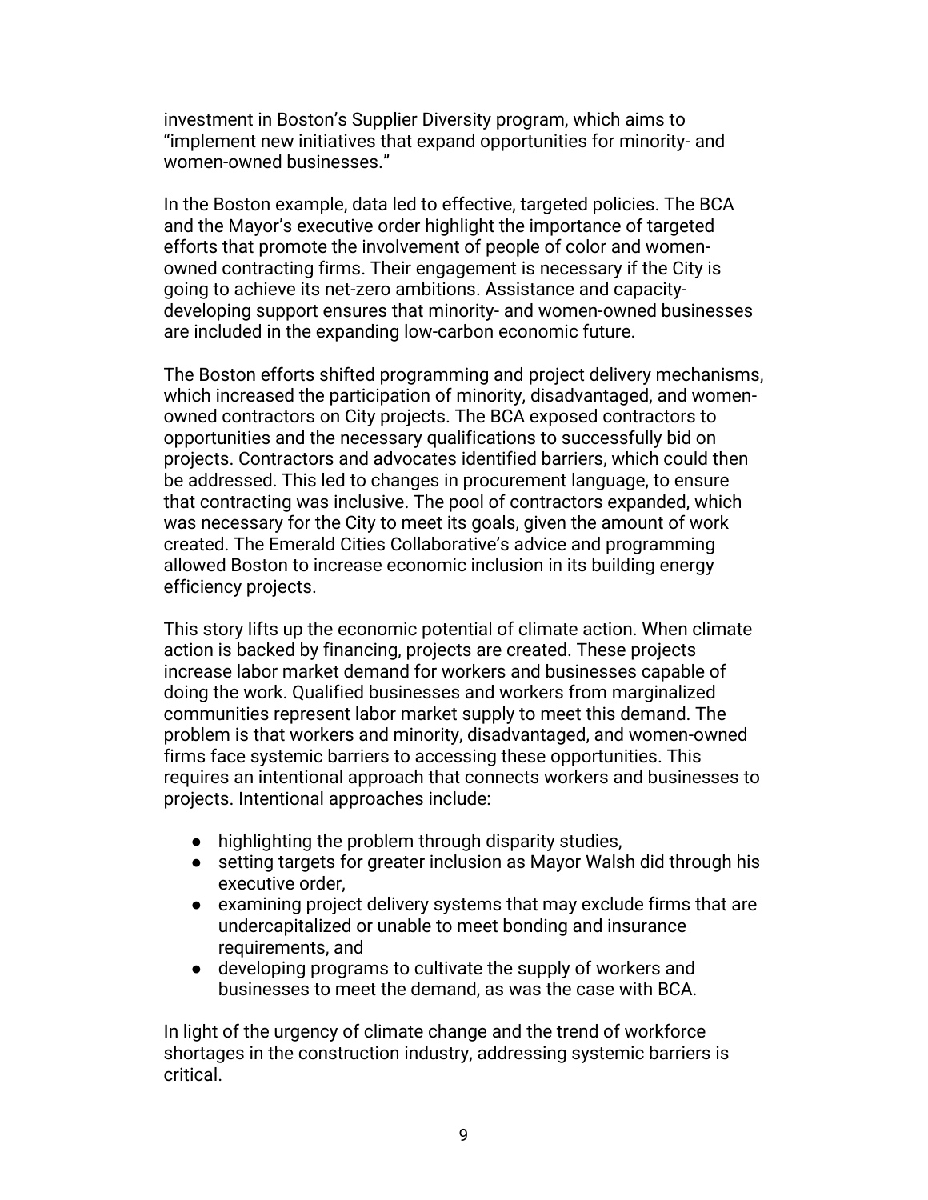investment in Boston's Supplier Diversity program, which aims to "implement new initiatives that expand opportunities for minority- and women-owned businesses."

In the Boston example, data led to effective, targeted policies. The BCA and the Mayor's executive order highlight the importance of targeted efforts that promote the involvement of people of color and women-owned contracting firms. Their engagement is necessary if the City is going to achieve its net-zero ambitions. Assistance and capacity-developing support ensures that minority- and women-owned businesses are included in the expanding low-carbon economic future.

The Boston efforts shifted programming and project delivery mechanisms, which increased the participation of minority, disadvantaged, and women-owned contractors on City projects. The BCA exposed contractors to opportunities and the necessary qualifications to successfully bid on projects. Contractors and advocates identified barriers, which could then be addressed. This led to changes in procurement language, to ensure that contracting was inclusive. The pool of contractors expanded, which was necessary for the City to meet its goals, given the amount of work created. The Emerald Cities Collaborative's advice and programming allowed Boston to increase economic inclusion in its building energy efficiency projects.

This story lifts up the economic potential of climate action. When climate action is backed by financing, projects are created. These projects increase labor market demand for workers and businesses capable of doing the work. Qualified businesses and workers from marginalized communities represent labor market supply to meet this demand. The problem is that workers and minority, disadvantaged, and women-owned firms face systemic barriers to accessing these opportunities. This requires an intentional approach that connects workers and businesses to projects. Intentional approaches include:

- highlighting the problem through disparity studies,
- setting targets for greater inclusion as Mayor Walsh did through his executive order,
- examining project delivery systems that may exclude firms that are undercapitalized or unable to meet bonding and insurance requirements, and
- developing programs to cultivate the supply of workers and businesses to meet the demand, as was the case with BCA.

In light of the urgency of climate change and the trend of workforce shortages in the construction industry, addressing systemic barriers is critical.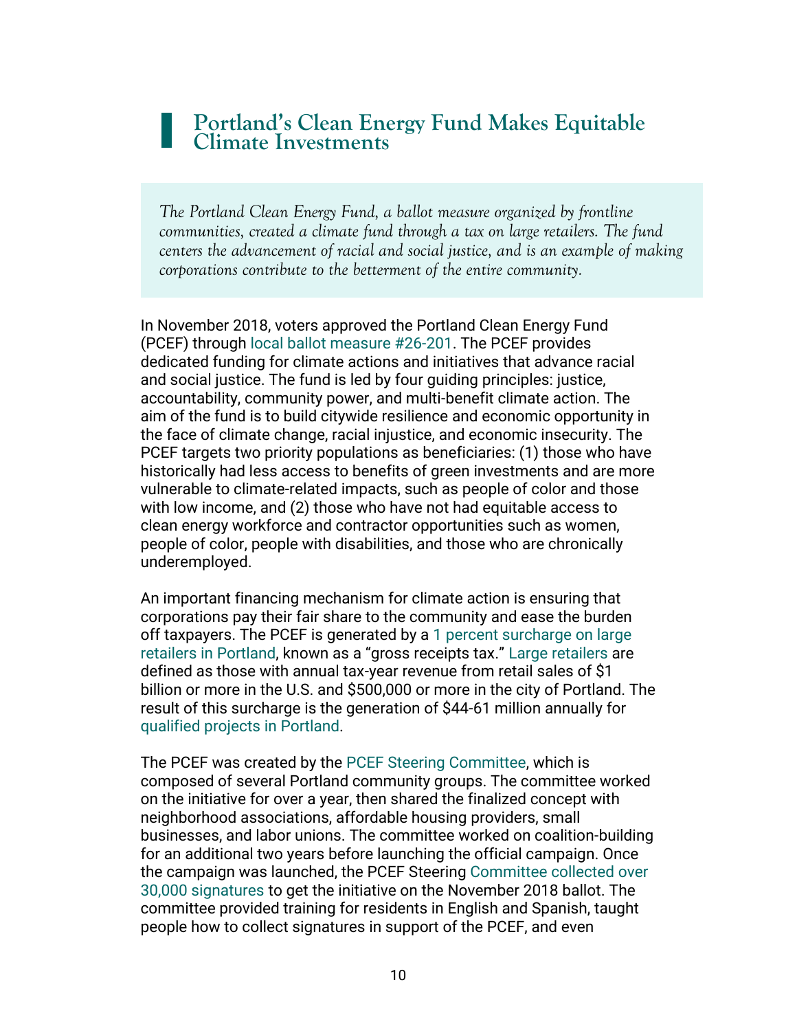## Portland's Clean Energy Fund Makes Equitable Climate Investments

*The Portland Clean Energy Fund, a ballot measure organized by frontline communities, created a climate fund through a tax on large retailers. The fund centers the advancement of racial and social justice, and is an example of making corporations contribute to the betterment of the entire community.*

In November 2018, voters approved the Portland Clean Energy Fund (PCEF) through local ballot measure #26-201. The PCEF provides dedicated funding for climate actions and initiatives that advance racial and social justice. The fund is led by four guiding principles: justice, accountability, community power, and multi-benefit climate action. The aim of the fund is to build citywide resilience and economic opportunity in the face of climate change, racial injustice, and economic insecurity. The PCEF targets two priority populations as beneficiaries: (1) those who have historically had less access to benefits of green investments and are more vulnerable to climate-related impacts, such as people of color and those with low income, and (2) those who have not had equitable access to clean energy workforce and contractor opportunities such as women, people of color, people with disabilities, and those who are chronically underemployed.

An important financing mechanism for climate action is ensuring that corporations pay their fair share to the community and ease the burden off taxpayers. The PCEF is generated by a 1 percent surcharge on large retailers in Portland, known as a "gross receipts tax." Large retailers are defined as those with annual tax-year revenue from retail sales of $1 billion or more in the U.S. and $500,000 or more in the city of Portland. The result of this surcharge is the generation of $44-61 million annually for qualified projects in Portland.

The PCEF was created by the PCEF Steering Committee, which is composed of several Portland community groups. The committee worked on the initiative for over a year, then shared the finalized concept with neighborhood associations, affordable housing providers, small businesses, and labor unions. The committee worked on coalition-building for an additional two years before launching the official campaign. Once the campaign was launched, the PCEF Steering Committee collected over 30,000 signatures to get the initiative on the November 2018 ballot. The committee provided training for residents in English and Spanish, taught people how to collect signatures in support of the PCEF, and even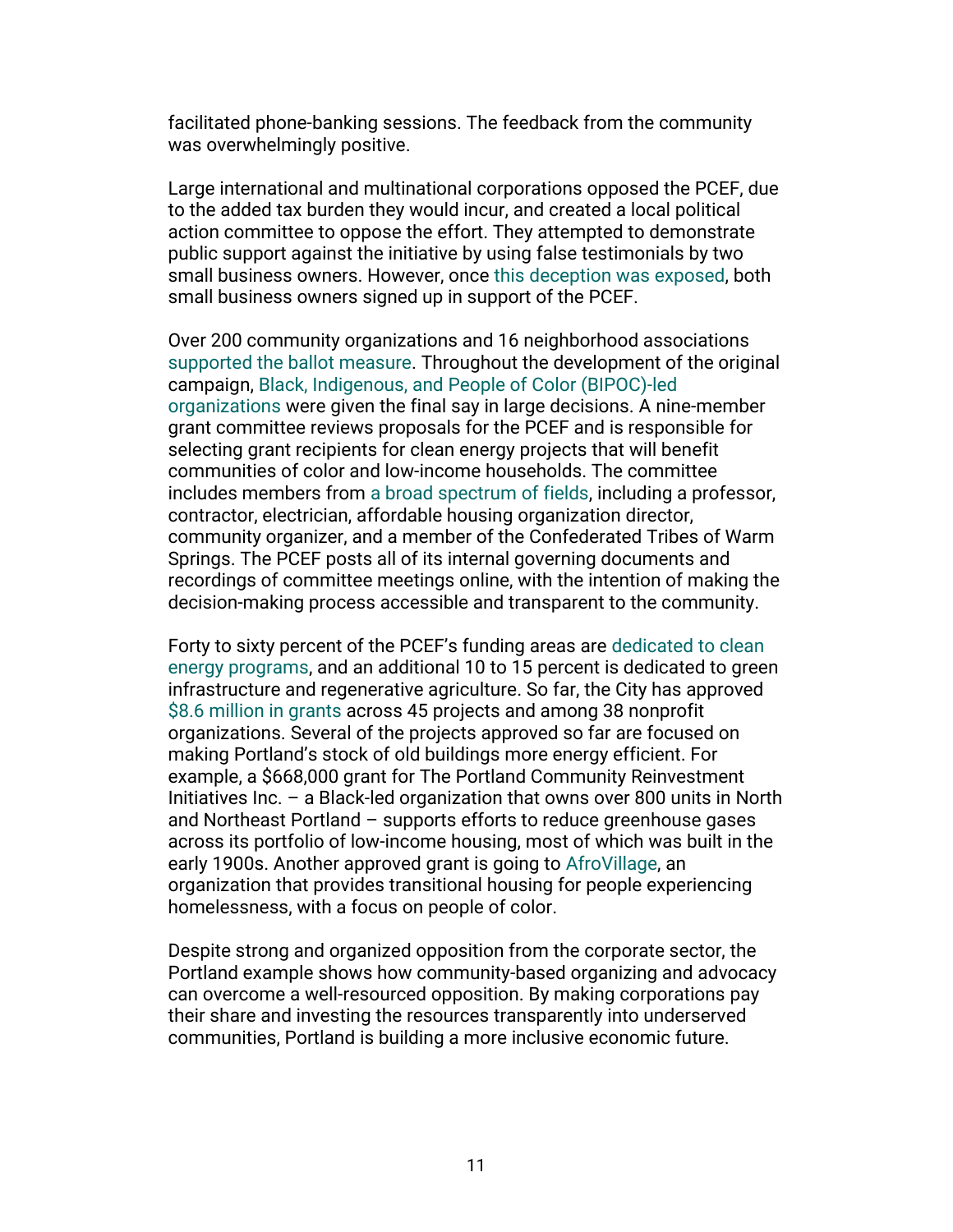facilitated phone-banking sessions. The feedback from the community was overwhelmingly positive.

Large international and multinational corporations opposed the PCEF, due to the added tax burden they would incur, and created a local political action committee to oppose the effort. They attempted to demonstrate public support against the initiative by using false testimonials by two small business owners. However, once this deception was exposed, both small business owners signed up in support of the PCEF.

Over 200 community organizations and 16 neighborhood associations supported the ballot measure. Throughout the development of the original campaign, Black, Indigenous, and People of Color (BIPOC)-led organizations were given the final say in large decisions. A nine-member grant committee reviews proposals for the PCEF and is responsible for selecting grant recipients for clean energy projects that will benefit communities of color and low-income households. The committee includes members from a broad spectrum of fields, including a professor, contractor, electrician, affordable housing organization director, community organizer, and a member of the Confederated Tribes of Warm Springs. The PCEF posts all of its internal governing documents and recordings of committee meetings online, with the intention of making the decision-making process accessible and transparent to the community.

Forty to sixty percent of the PCEF's funding areas are dedicated to clean energy programs, and an additional 10 to 15 percent is dedicated to green infrastructure and regenerative agriculture. So far, the City has approved $8.6 million in grants across 45 projects and among 38 nonprofit organizations. Several of the projects approved so far are focused on making Portland's stock of old buildings more energy efficient. For example, a $668,000 grant for The Portland Community Reinvestment Initiatives Inc. – a Black-led organization that owns over 800 units in North and Northeast Portland – supports efforts to reduce greenhouse gases across its portfolio of low-income housing, most of which was built in the early 1900s. Another approved grant is going to AfroVillage, an organization that provides transitional housing for people experiencing homelessness, with a focus on people of color.

Despite strong and organized opposition from the corporate sector, the Portland example shows how community-based organizing and advocacy can overcome a well-resourced opposition. By making corporations pay their share and investing the resources transparently into underserved communities, Portland is building a more inclusive economic future.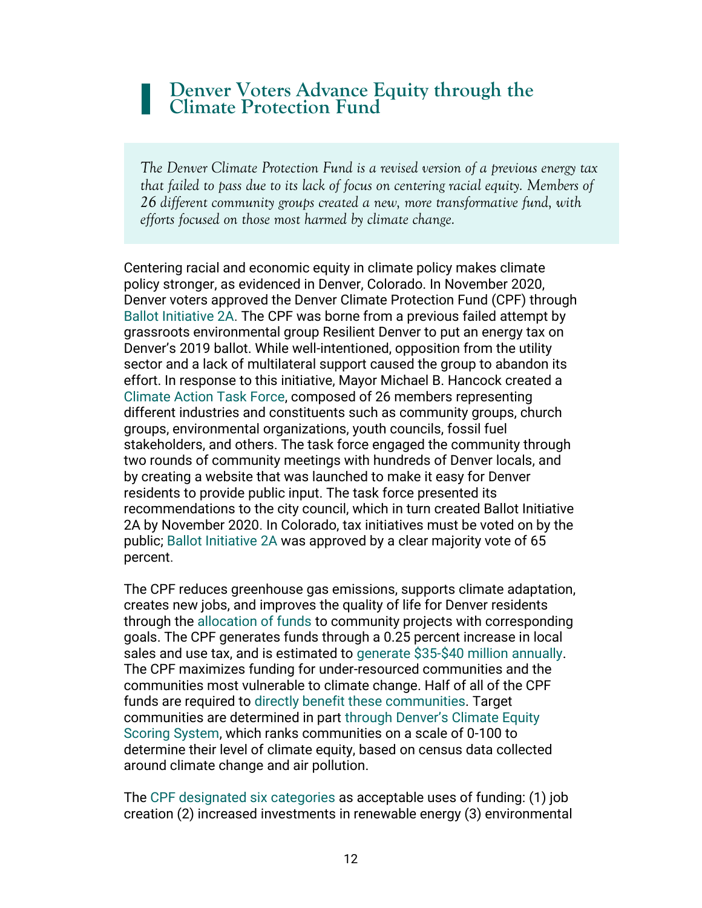## Denver Voters Advance Equity through the Climate Protection Fund

*The Denver Climate Protection Fund is a revised version of a previous energy tax that failed to pass due to its lack of focus on centering racial equity. Members of 26 different community groups created a new, more transformative fund, with efforts focused on those most harmed by climate change.*

Centering racial and economic equity in climate policy makes climate policy stronger, as evidenced in Denver, Colorado. In November 2020, Denver voters approved the Denver Climate Protection Fund (CPF) through Ballot Initiative 2A. The CPF was borne from a previous failed attempt by grassroots environmental group Resilient Denver to put an energy tax on Denver's 2019 ballot. While well-intentioned, opposition from the utility sector and a lack of multilateral support caused the group to abandon its effort. In response to this initiative, Mayor Michael B. Hancock created a Climate Action Task Force, composed of 26 members representing different industries and constituents such as community groups, church groups, environmental organizations, youth councils, fossil fuel stakeholders, and others. The task force engaged the community through two rounds of community meetings with hundreds of Denver locals, and by creating a website that was launched to make it easy for Denver residents to provide public input. The task force presented its recommendations to the city council, which in turn created Ballot Initiative 2A by November 2020. In Colorado, tax initiatives must be voted on by the public; Ballot Initiative 2A was approved by a clear majority vote of 65 percent.

The CPF reduces greenhouse gas emissions, supports climate adaptation, creates new jobs, and improves the quality of life for Denver residents through the allocation of funds to community projects with corresponding goals. The CPF generates funds through a 0.25 percent increase in local sales and use tax, and is estimated to generate $35-$40 million annually. The CPF maximizes funding for under-resourced communities and the communities most vulnerable to climate change. Half of all of the CPF funds are required to directly benefit these communities. Target communities are determined in part through Denver's Climate Equity Scoring System, which ranks communities on a scale of 0-100 to determine their level of climate equity, based on census data collected around climate change and air pollution.

The CPF designated six categories as acceptable uses of funding: (1) job creation (2) increased investments in renewable energy (3) environmental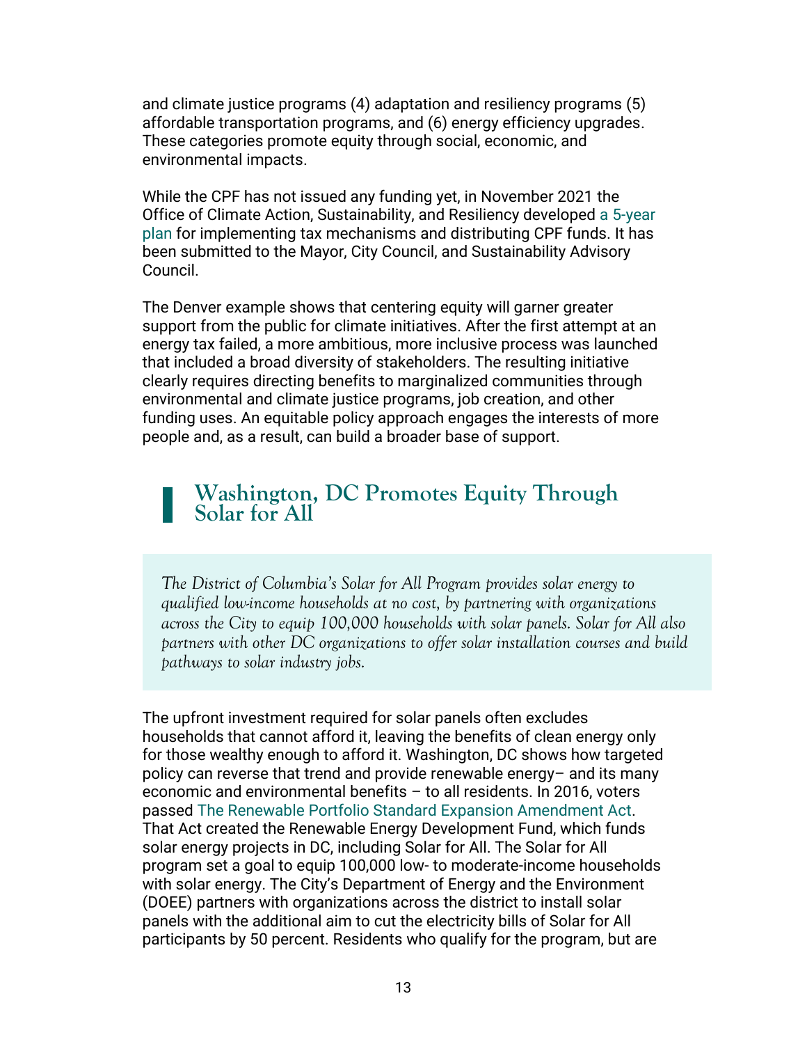and climate justice programs (4) adaptation and resiliency programs (5) affordable transportation programs, and (6) energy efficiency upgrades. These categories promote equity through social, economic, and environmental impacts.

While the CPF has not issued any funding yet, in November 2021 the Office of Climate Action, Sustainability, and Resiliency developed a 5-year plan for implementing tax mechanisms and distributing CPF funds. It has been submitted to the Mayor, City Council, and Sustainability Advisory Council.

The Denver example shows that centering equity will garner greater support from the public for climate initiatives. After the first attempt at an energy tax failed, a more ambitious, more inclusive process was launched that included a broad diversity of stakeholders. The resulting initiative clearly requires directing benefits to marginalized communities through environmental and climate justice programs, job creation, and other funding uses. An equitable policy approach engages the interests of more people and, as a result, can build a broader base of support.

## Washington, DC Promotes Equity Through Solar for All

*The District of Columbia's Solar for All Program provides solar energy to qualified low-income households at no cost, by partnering with organizations across the City to equip 100,000 households with solar panels. Solar for All also partners with other DC organizations to offer solar installation courses and build pathways to solar industry jobs.*

The upfront investment required for solar panels often excludes households that cannot afford it, leaving the benefits of clean energy only for those wealthy enough to afford it. Washington, DC shows how targeted policy can reverse that trend and provide renewable energy– and its many economic and environmental benefits – to all residents. In 2016, voters passed The Renewable Portfolio Standard Expansion Amendment Act. That Act created the Renewable Energy Development Fund, which funds solar energy projects in DC, including Solar for All. The Solar for All program set a goal to equip 100,000 low- to moderate-income households with solar energy. The City's Department of Energy and the Environment (DOEE) partners with organizations across the district to install solar panels with the additional aim to cut the electricity bills of Solar for All participants by 50 percent. Residents who qualify for the program, but are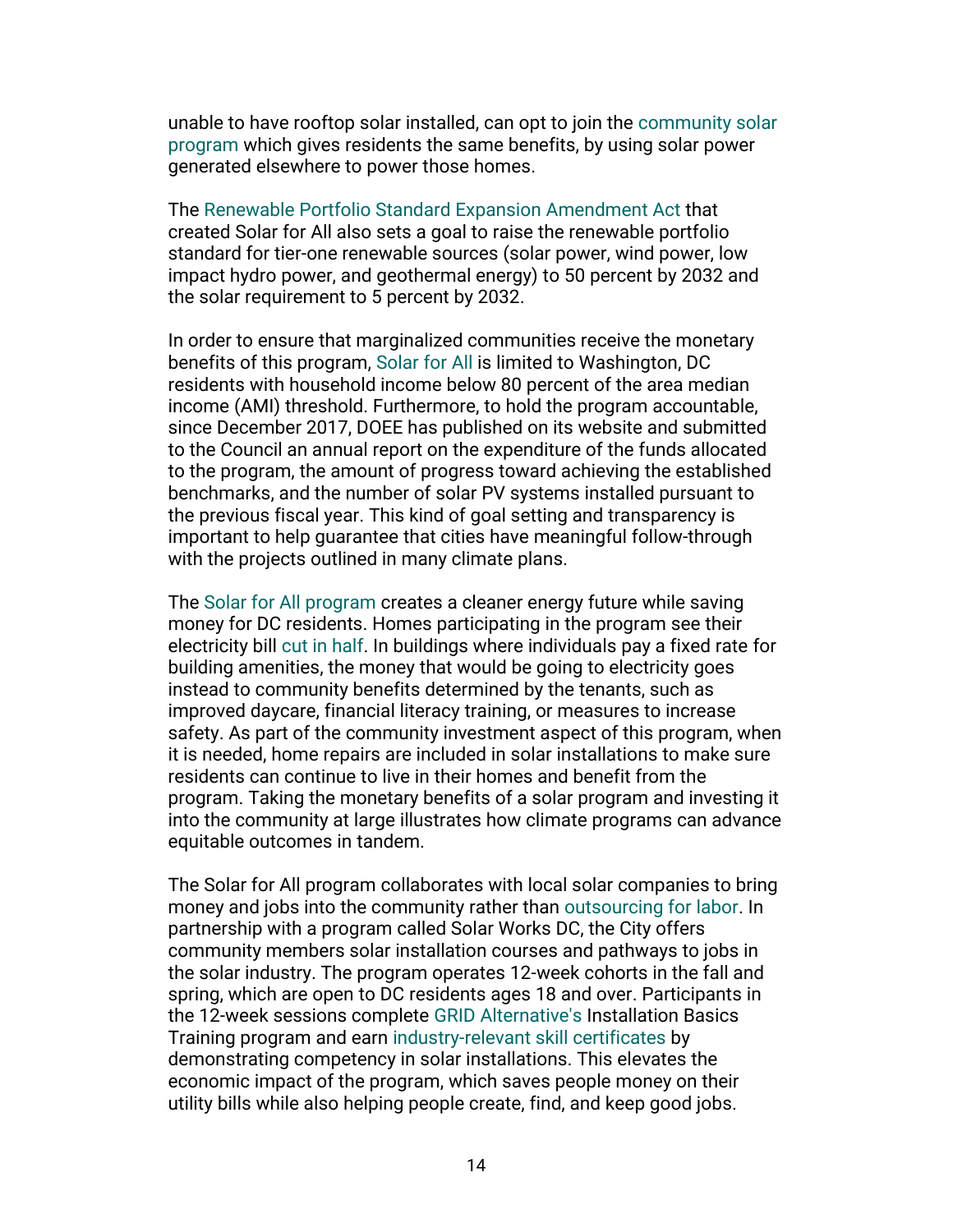unable to have rooftop solar installed, can opt to join the community solar program which gives residents the same benefits, by using solar power generated elsewhere to power those homes.

The Renewable Portfolio Standard Expansion Amendment Act that created Solar for All also sets a goal to raise the renewable portfolio standard for tier-one renewable sources (solar power, wind power, low impact hydro power, and geothermal energy) to 50 percent by 2032 and the solar requirement to 5 percent by 2032.

In order to ensure that marginalized communities receive the monetary benefits of this program, Solar for All is limited to Washington, DC residents with household income below 80 percent of the area median income (AMI) threshold. Furthermore, to hold the program accountable, since December 2017, DOEE has published on its website and submitted to the Council an annual report on the expenditure of the funds allocated to the program, the amount of progress toward achieving the established benchmarks, and the number of solar PV systems installed pursuant to the previous fiscal year. This kind of goal setting and transparency is important to help guarantee that cities have meaningful follow-through with the projects outlined in many climate plans.

The Solar for All program creates a cleaner energy future while saving money for DC residents. Homes participating in the program see their electricity bill cut in half. In buildings where individuals pay a fixed rate for building amenities, the money that would be going to electricity goes instead to community benefits determined by the tenants, such as improved daycare, financial literacy training, or measures to increase safety. As part of the community investment aspect of this program, when it is needed, home repairs are included in solar installations to make sure residents can continue to live in their homes and benefit from the program. Taking the monetary benefits of a solar program and investing it into the community at large illustrates how climate programs can advance equitable outcomes in tandem.

The Solar for All program collaborates with local solar companies to bring money and jobs into the community rather than outsourcing for labor. In partnership with a program called Solar Works DC, the City offers community members solar installation courses and pathways to jobs in the solar industry. The program operates 12-week cohorts in the fall and spring, which are open to DC residents ages 18 and over. Participants in the 12-week sessions complete GRID Alternative's Installation Basics Training program and earn industry-relevant skill certificates by demonstrating competency in solar installations. This elevates the economic impact of the program, which saves people money on their utility bills while also helping people create, find, and keep good jobs.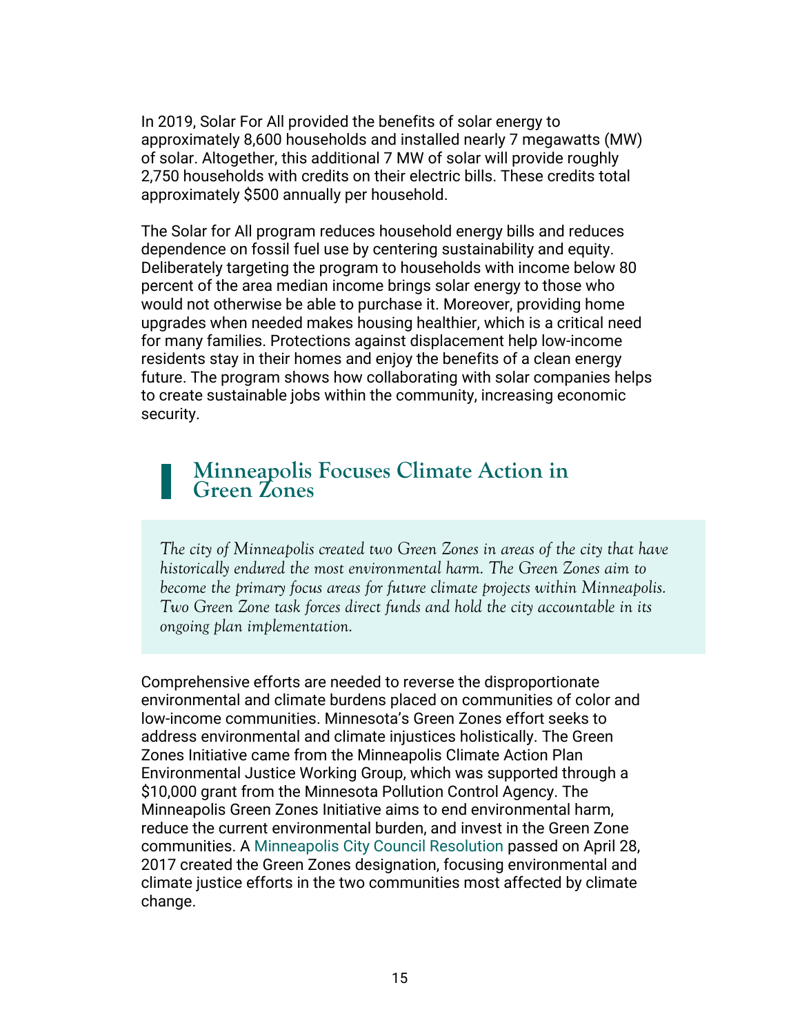In 2019, Solar For All provided the benefits of solar energy to approximately 8,600 households and installed nearly 7 megawatts (MW) of solar. Altogether, this additional 7 MW of solar will provide roughly 2,750 households with credits on their electric bills. These credits total approximately $500 annually per household.

The Solar for All program reduces household energy bills and reduces dependence on fossil fuel use by centering sustainability and equity. Deliberately targeting the program to households with income below 80 percent of the area median income brings solar energy to those who would not otherwise be able to purchase it. Moreover, providing home upgrades when needed makes housing healthier, which is a critical need for many families. Protections against displacement help low-income residents stay in their homes and enjoy the benefits of a clean energy future. The program shows how collaborating with solar companies helps to create sustainable jobs within the community, increasing economic security.

## Minneapolis Focuses Climate Action in Green Zones

*The city of Minneapolis created two Green Zones in areas of the city that have historically endured the most environmental harm. The Green Zones aim to become the primary focus areas for future climate projects within Minneapolis. Two Green Zone task forces direct funds and hold the city accountable in its ongoing plan implementation.*

Comprehensive efforts are needed to reverse the disproportionate environmental and climate burdens placed on communities of color and low-income communities. Minnesota's Green Zones effort seeks to address environmental and climate injustices holistically. The Green Zones Initiative came from the Minneapolis Climate Action Plan Environmental Justice Working Group, which was supported through a $10,000 grant from the Minnesota Pollution Control Agency. The Minneapolis Green Zones Initiative aims to end environmental harm, reduce the current environmental burden, and invest in the Green Zone communities. A Minneapolis City Council Resolution passed on April 28, 2017 created the Green Zones designation, focusing environmental and climate justice efforts in the two communities most affected by climate change.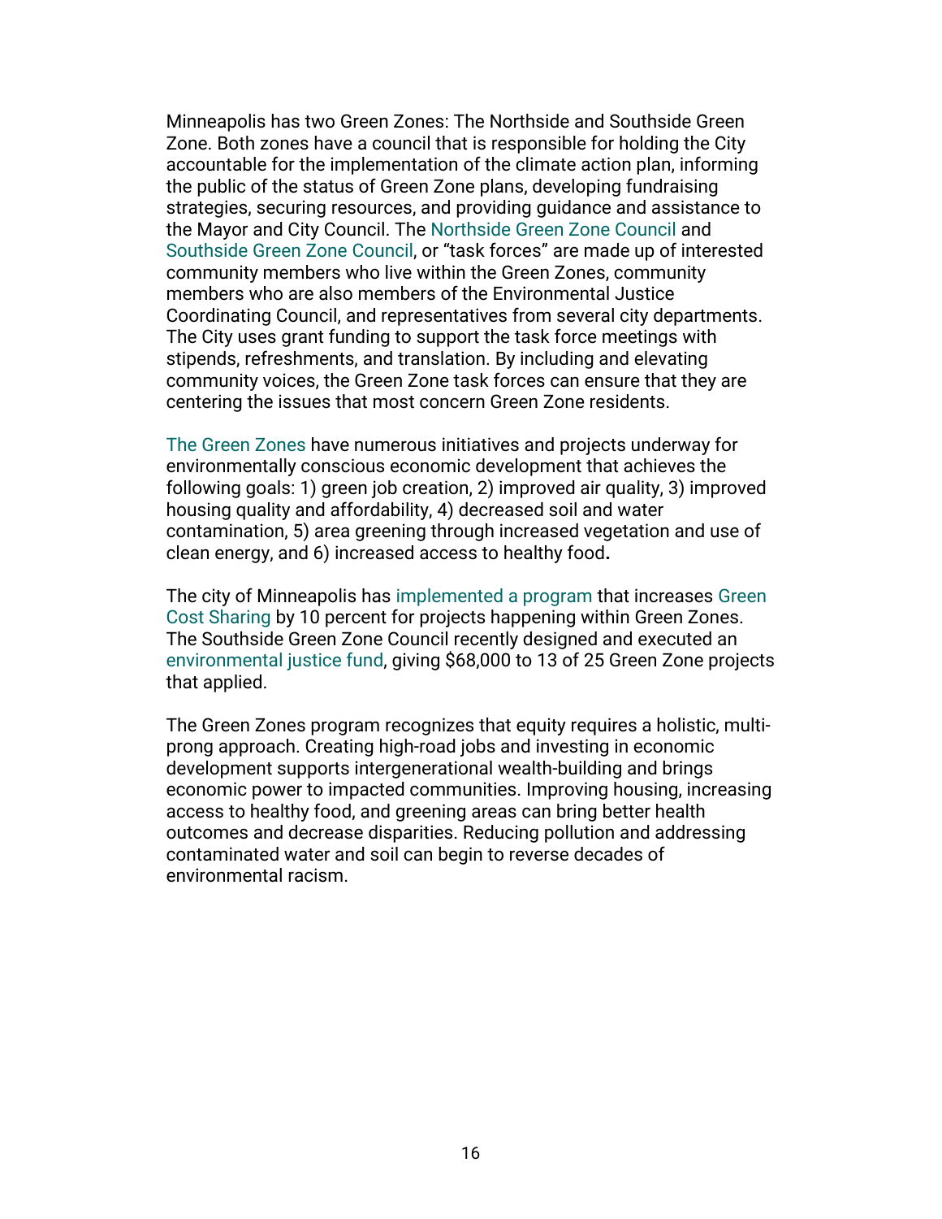Minneapolis has two Green Zones: The Northside and Southside Green Zone. Both zones have a council that is responsible for holding the City accountable for the implementation of the climate action plan, informing the public of the status of Green Zone plans, developing fundraising strategies, securing resources, and providing guidance and assistance to the Mayor and City Council. The Northside Green Zone Council and Southside Green Zone Council, or "task forces" are made up of interested community members who live within the Green Zones, community members who are also members of the Environmental Justice Coordinating Council, and representatives from several city departments. The City uses grant funding to support the task force meetings with stipends, refreshments, and translation. By including and elevating community voices, the Green Zone task forces can ensure that they are centering the issues that most concern Green Zone residents.

The Green Zones have numerous initiatives and projects underway for environmentally conscious economic development that achieves the following goals: 1) green job creation, 2) improved air quality, 3) improved housing quality and affordability, 4) decreased soil and water contamination, 5) area greening through increased vegetation and use of clean energy, and 6) increased access to healthy food.

The city of Minneapolis has implemented a program that increases Green Cost Sharing by 10 percent for projects happening within Green Zones. The Southside Green Zone Council recently designed and executed an environmental justice fund, giving $68,000 to 13 of 25 Green Zone projects that applied.

The Green Zones program recognizes that equity requires a holistic, multi-prong approach. Creating high-road jobs and investing in economic development supports intergenerational wealth-building and brings economic power to impacted communities. Improving housing, increasing access to healthy food, and greening areas can bring better health outcomes and decrease disparities. Reducing pollution and addressing contaminated water and soil can begin to reverse decades of environmental racism.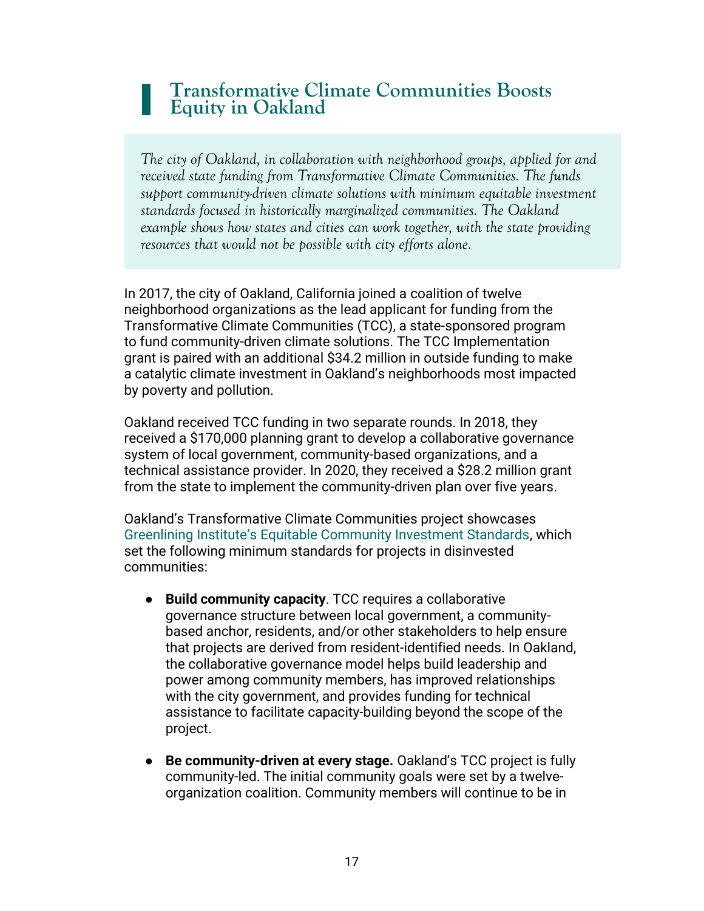## Transformative Climate Communities Boosts Equity in Oakland

*The city of Oakland, in collaboration with neighborhood groups, applied for and received state funding from Transformative Climate Communities. The funds support community-driven climate solutions with minimum equitable investment standards focused in historically marginalized communities. The Oakland example shows how states and cities can work together, with the state providing resources that would not be possible with city efforts alone.*

In 2017, the city of Oakland, California joined a coalition of twelve neighborhood organizations as the lead applicant for funding from the Transformative Climate Communities (TCC), a state-sponsored program to fund community-driven climate solutions. The TCC Implementation grant is paired with an additional $34.2 million in outside funding to make a catalytic climate investment in Oakland's neighborhoods most impacted by poverty and pollution.

Oakland received TCC funding in two separate rounds. In 2018, they received a $170,000 planning grant to develop a collaborative governance system of local government, community-based organizations, and a technical assistance provider. In 2020, they received a $28.2 million grant from the state to implement the community-driven plan over five years.

Oakland's Transformative Climate Communities project showcases Greenlining Institute's Equitable Community Investment Standards, which set the following minimum standards for projects in disinvested communities:

- **Build community capacity**. TCC requires a collaborative governance structure between local government, a community-based anchor, residents, and/or other stakeholders to help ensure that projects are derived from resident-identified needs. In Oakland, the collaborative governance model helps build leadership and power among community members, has improved relationships with the city government, and provides funding for technical assistance to facilitate capacity-building beyond the scope of the project.

- **Be community-driven at every stage.** Oakland's TCC project is fully community-led. The initial community goals were set by a twelve-organization coalition. Community members will continue to be in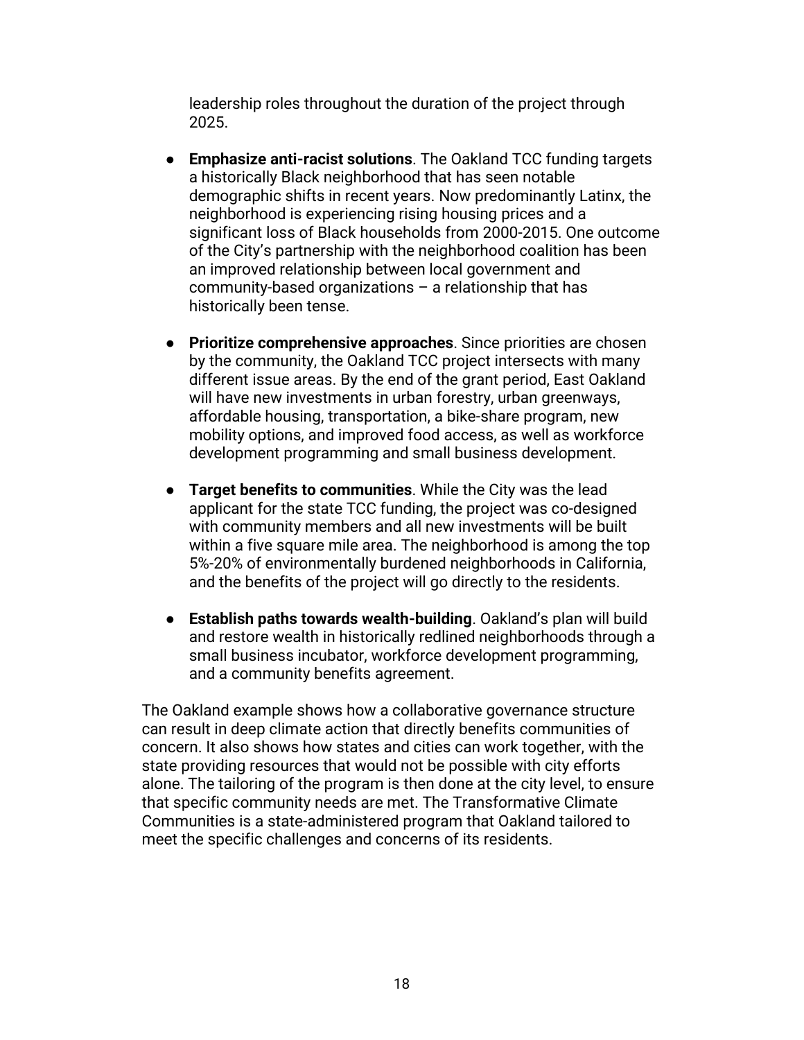leadership roles throughout the duration of the project through 2025.

- **Emphasize anti-racist solutions**. The Oakland TCC funding targets a historically Black neighborhood that has seen notable demographic shifts in recent years. Now predominantly Latinx, the neighborhood is experiencing rising housing prices and a significant loss of Black households from 2000-2015. One outcome of the City's partnership with the neighborhood coalition has been an improved relationship between local government and community-based organizations – a relationship that has historically been tense.

- **Prioritize comprehensive approaches**. Since priorities are chosen by the community, the Oakland TCC project intersects with many different issue areas. By the end of the grant period, East Oakland will have new investments in urban forestry, urban greenways, affordable housing, transportation, a bike-share program, new mobility options, and improved food access, as well as workforce development programming and small business development.

- **Target benefits to communities**. While the City was the lead applicant for the state TCC funding, the project was co-designed with community members and all new investments will be built within a five square mile area. The neighborhood is among the top 5%-20% of environmentally burdened neighborhoods in California, and the benefits of the project will go directly to the residents.

- **Establish paths towards wealth-building**. Oakland's plan will build and restore wealth in historically redlined neighborhoods through a small business incubator, workforce development programming, and a community benefits agreement.

The Oakland example shows how a collaborative governance structure can result in deep climate action that directly benefits communities of concern. It also shows how states and cities can work together, with the state providing resources that would not be possible with city efforts alone. The tailoring of the program is then done at the city level, to ensure that specific community needs are met. The Transformative Climate Communities is a state-administered program that Oakland tailored to meet the specific challenges and concerns of its residents.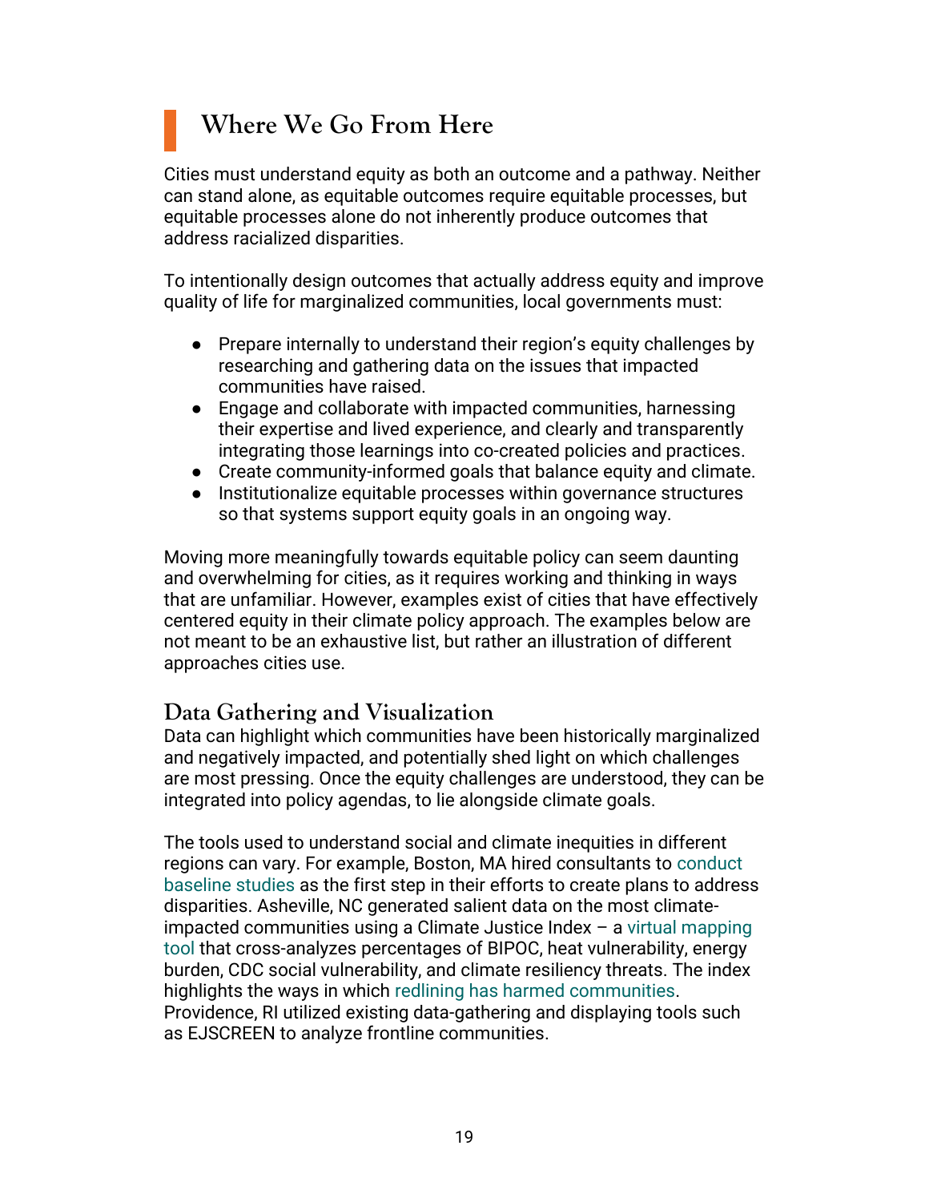## Where We Go From Here

Cities must understand equity as both an outcome and a pathway. Neither can stand alone, as equitable outcomes require equitable processes, but equitable processes alone do not inherently produce outcomes that address racialized disparities.

To intentionally design outcomes that actually address equity and improve quality of life for marginalized communities, local governments must:

- Prepare internally to understand their region's equity challenges by researching and gathering data on the issues that impacted communities have raised.
- Engage and collaborate with impacted communities, harnessing their expertise and lived experience, and clearly and transparently integrating those learnings into co-created policies and practices.
- Create community-informed goals that balance equity and climate.
- Institutionalize equitable processes within governance structures so that systems support equity goals in an ongoing way.

Moving more meaningfully towards equitable policy can seem daunting and overwhelming for cities, as it requires working and thinking in ways that are unfamiliar. However, examples exist of cities that have effectively centered equity in their climate policy approach. The examples below are not meant to be an exhaustive list, but rather an illustration of different approaches cities use.

### Data Gathering and Visualization

Data can highlight which communities have been historically marginalized and negatively impacted, and potentially shed light on which challenges are most pressing. Once the equity challenges are understood, they can be integrated into policy agendas, to lie alongside climate goals.

The tools used to understand social and climate inequities in different regions can vary. For example, Boston, MA hired consultants to conduct baseline studies as the first step in their efforts to create plans to address disparities. Asheville, NC generated salient data on the most climate-impacted communities using a Climate Justice Index – a virtual mapping tool that cross-analyzes percentages of BIPOC, heat vulnerability, energy burden, CDC social vulnerability, and climate resiliency threats. The index highlights the ways in which redlining has harmed communities. Providence, RI utilized existing data-gathering and displaying tools such as EJSCREEN to analyze frontline communities.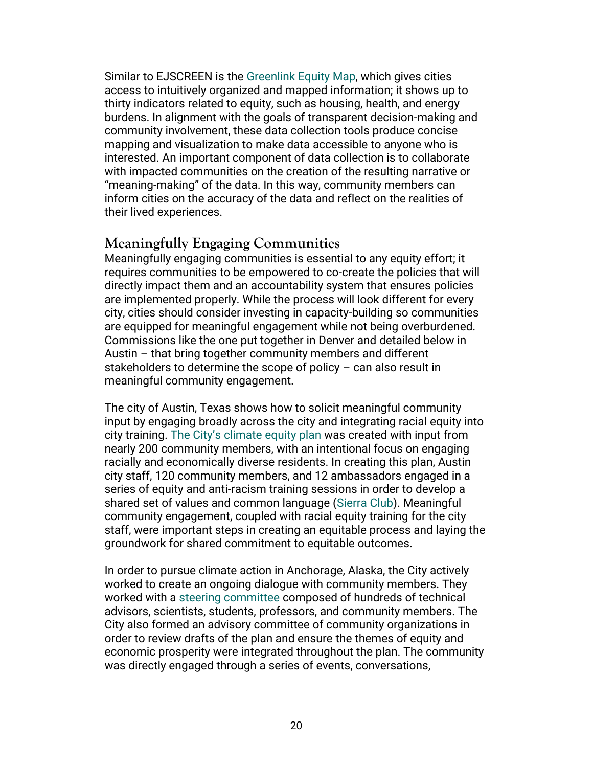Similar to EJSCREEN is the Greenlink Equity Map, which gives cities access to intuitively organized and mapped information; it shows up to thirty indicators related to equity, such as housing, health, and energy burdens. In alignment with the goals of transparent decision-making and community involvement, these data collection tools produce concise mapping and visualization to make data accessible to anyone who is interested. An important component of data collection is to collaborate with impacted communities on the creation of the resulting narrative or "meaning-making" of the data. In this way, community members can inform cities on the accuracy of the data and reflect on the realities of their lived experiences.

## Meaningfully Engaging Communities

Meaningfully engaging communities is essential to any equity effort; it requires communities to be empowered to co-create the policies that will directly impact them and an accountability system that ensures policies are implemented properly. While the process will look different for every city, cities should consider investing in capacity-building so communities are equipped for meaningful engagement while not being overburdened. Commissions like the one put together in Denver and detailed below in Austin – that bring together community members and different stakeholders to determine the scope of policy – can also result in meaningful community engagement.

The city of Austin, Texas shows how to solicit meaningful community input by engaging broadly across the city and integrating racial equity into city training. The City's climate equity plan was created with input from nearly 200 community members, with an intentional focus on engaging racially and economically diverse residents. In creating this plan, Austin city staff, 120 community members, and 12 ambassadors engaged in a series of equity and anti-racism training sessions in order to develop a shared set of values and common language (Sierra Club). Meaningful community engagement, coupled with racial equity training for the city staff, were important steps in creating an equitable process and laying the groundwork for shared commitment to equitable outcomes.

In order to pursue climate action in Anchorage, Alaska, the City actively worked to create an ongoing dialogue with community members. They worked with a steering committee composed of hundreds of technical advisors, scientists, students, professors, and community members. The City also formed an advisory committee of community organizations in order to review drafts of the plan and ensure the themes of equity and economic prosperity were integrated throughout the plan. The community was directly engaged through a series of events, conversations,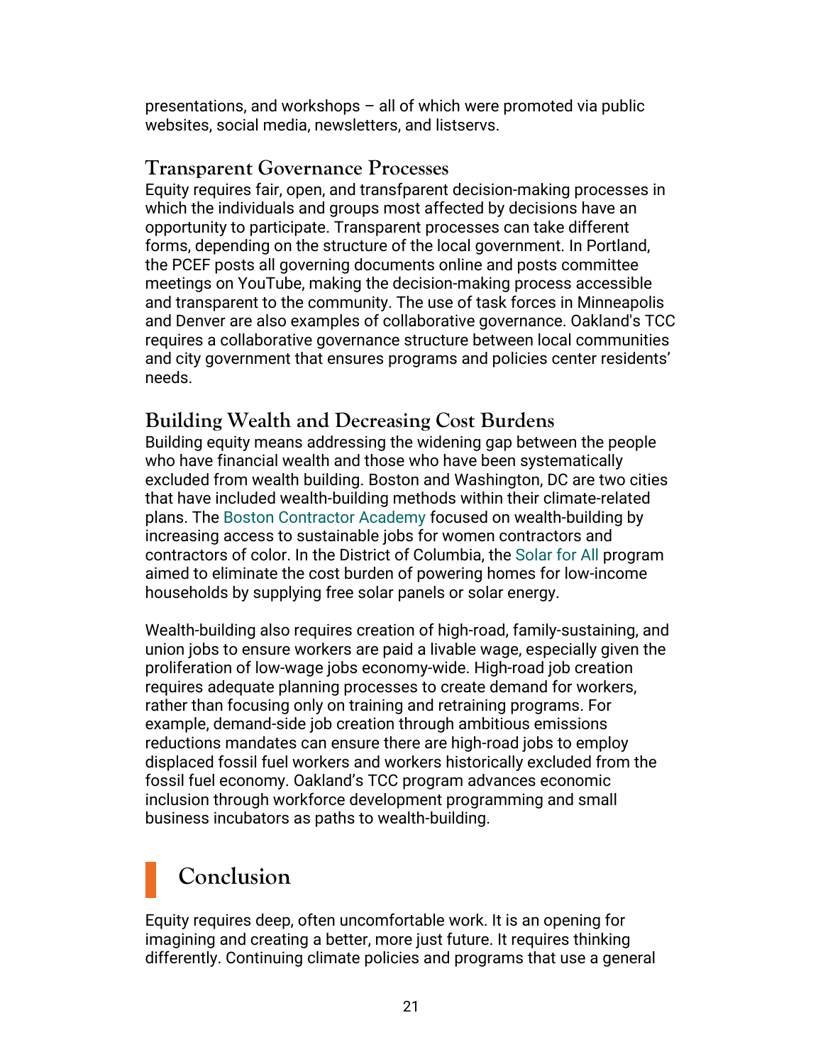presentations, and workshops – all of which were promoted via public websites, social media, newsletters, and listservs.

### Transparent Governance Processes

Equity requires fair, open, and transfparent decision-making processes in which the individuals and groups most affected by decisions have an opportunity to participate. Transparent processes can take different forms, depending on the structure of the local government. In Portland, the PCEF posts all governing documents online and posts committee meetings on YouTube, making the decision-making process accessible and transparent to the community. The use of task forces in Minneapolis and Denver are also examples of collaborative governance. Oakland's TCC requires a collaborative governance structure between local communities and city government that ensures programs and policies center residents' needs.

### Building Wealth and Decreasing Cost Burdens

Building equity means addressing the widening gap between the people who have financial wealth and those who have been systematically excluded from wealth building. Boston and Washington, DC are two cities that have included wealth-building methods within their climate-related plans. The Boston Contractor Academy focused on wealth-building by increasing access to sustainable jobs for women contractors and contractors of color. In the District of Columbia, the Solar for All program aimed to eliminate the cost burden of powering homes for low-income households by supplying free solar panels or solar energy.

Wealth-building also requires creation of high-road, family-sustaining, and union jobs to ensure workers are paid a livable wage, especially given the proliferation of low-wage jobs economy-wide. High-road job creation requires adequate planning processes to create demand for workers, rather than focusing only on training and retraining programs. For example, demand-side job creation through ambitious emissions reductions mandates can ensure there are high-road jobs to employ displaced fossil fuel workers and workers historically excluded from the fossil fuel economy. Oakland's TCC program advances economic inclusion through workforce development programming and small business incubators as paths to wealth-building.

## Conclusion

Equity requires deep, often uncomfortable work. It is an opening for imagining and creating a better, more just future. It requires thinking differently. Continuing climate policies and programs that use a general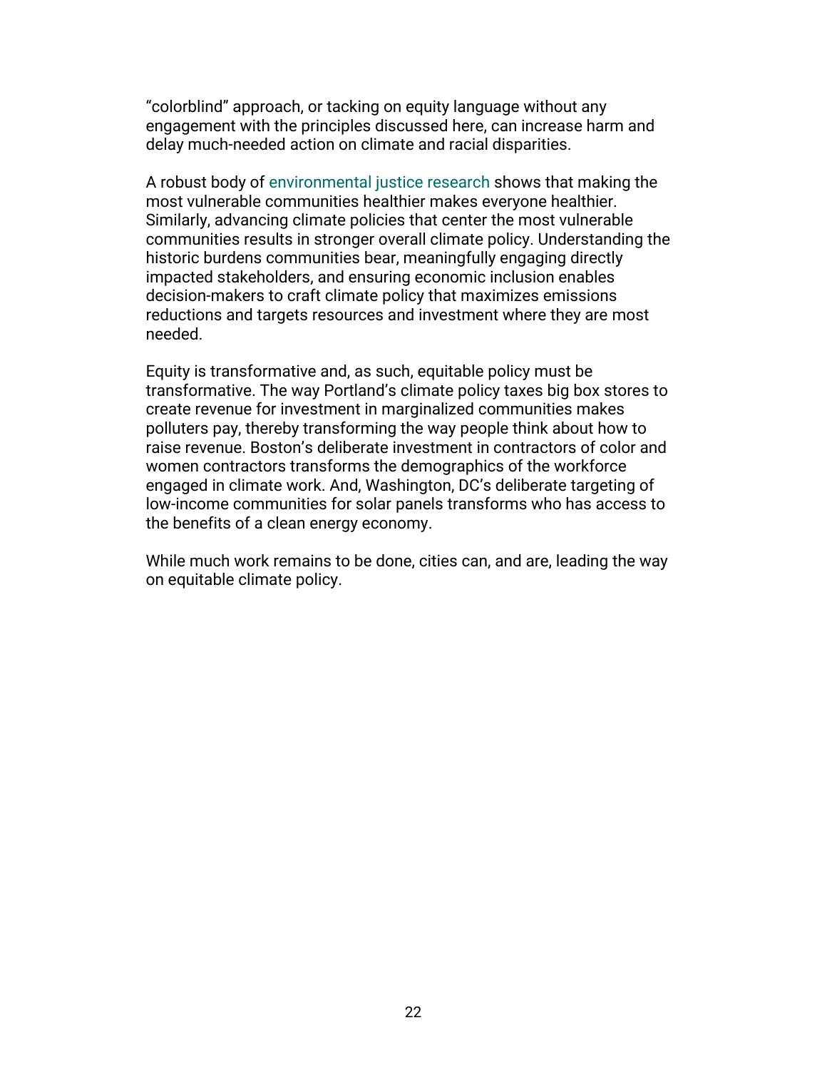"colorblind" approach, or tacking on equity language without any engagement with the principles discussed here, can increase harm and delay much-needed action on climate and racial disparities.

A robust body of environmental justice research shows that making the most vulnerable communities healthier makes everyone healthier. Similarly, advancing climate policies that center the most vulnerable communities results in stronger overall climate policy. Understanding the historic burdens communities bear, meaningfully engaging directly impacted stakeholders, and ensuring economic inclusion enables decision-makers to craft climate policy that maximizes emissions reductions and targets resources and investment where they are most needed.

Equity is transformative and, as such, equitable policy must be transformative. The way Portland's climate policy taxes big box stores to create revenue for investment in marginalized communities makes polluters pay, thereby transforming the way people think about how to raise revenue. Boston's deliberate investment in contractors of color and women contractors transforms the demographics of the workforce engaged in climate work. And, Washington, DC's deliberate targeting of low-income communities for solar panels transforms who has access to the benefits of a clean energy economy.

While much work remains to be done, cities can, and are, leading the way on equitable climate policy.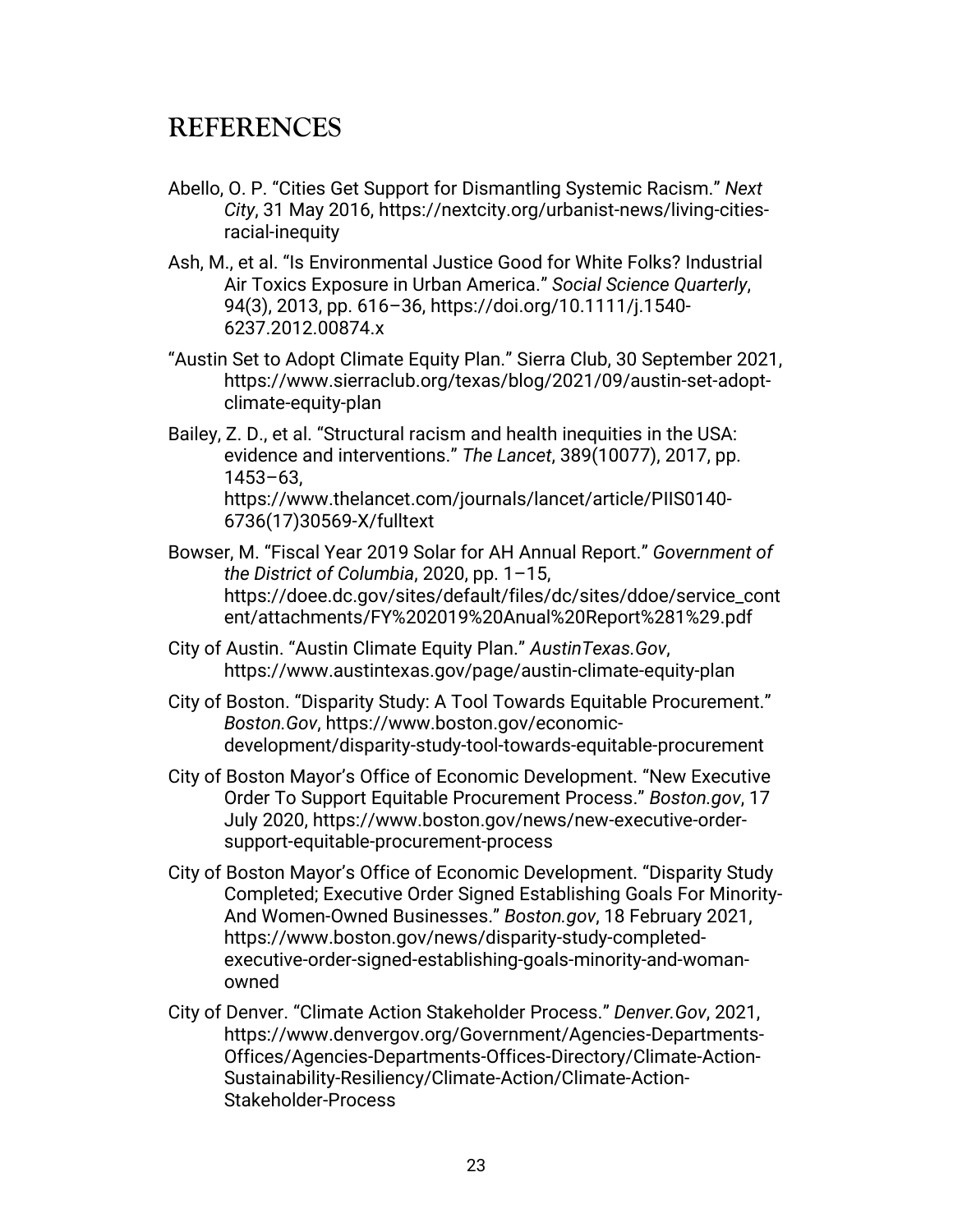## REFERENCES

Abello, O. P. "Cities Get Support for Dismantling Systemic Racism." *Next City*, 31 May 2016, https://nextcity.org/urbanist-news/living-cities-racial-inequity

Ash, M., et al. "Is Environmental Justice Good for White Folks? Industrial Air Toxics Exposure in Urban America." *Social Science Quarterly*, 94(3), 2013, pp. 616–36, https://doi.org/10.1111/j.1540-6237.2012.00874.x

"Austin Set to Adopt Climate Equity Plan." Sierra Club, 30 September 2021, https://www.sierraclub.org/texas/blog/2021/09/austin-set-adopt-climate-equity-plan

Bailey, Z. D., et al. "Structural racism and health inequities in the USA: evidence and interventions." *The Lancet*, 389(10077), 2017, pp. 1453–63, https://www.thelancet.com/journals/lancet/article/PIIS0140-6736(17)30569-X/fulltext

Bowser, M. "Fiscal Year 2019 Solar for AH Annual Report." *Government of the District of Columbia*, 2020, pp. 1–15, https://doee.dc.gov/sites/default/files/dc/sites/ddoe/service_content/attachments/FY%202019%20Anual%20Report%281%29.pdf

City of Austin. "Austin Climate Equity Plan." *AustinTexas.Gov*, https://www.austintexas.gov/page/austin-climate-equity-plan

City of Boston. "Disparity Study: A Tool Towards Equitable Procurement." *Boston.Gov*, https://www.boston.gov/economic-development/disparity-study-tool-towards-equitable-procurement

City of Boston Mayor's Office of Economic Development. "New Executive Order To Support Equitable Procurement Process." *Boston.gov*, 17 July 2020, https://www.boston.gov/news/new-executive-order-support-equitable-procurement-process

City of Boston Mayor's Office of Economic Development. "Disparity Study Completed; Executive Order Signed Establishing Goals For Minority-And Women-Owned Businesses." *Boston.gov*, 18 February 2021, https://www.boston.gov/news/disparity-study-completed-executive-order-signed-establishing-goals-minority-and-woman-owned

City of Denver. "Climate Action Stakeholder Process." *Denver.Gov*, 2021, https://www.denvergov.org/Government/Agencies-Departments-Offices/Agencies-Departments-Offices-Directory/Climate-Action-Sustainability-Resiliency/Climate-Action/Climate-Action-Stakeholder-Process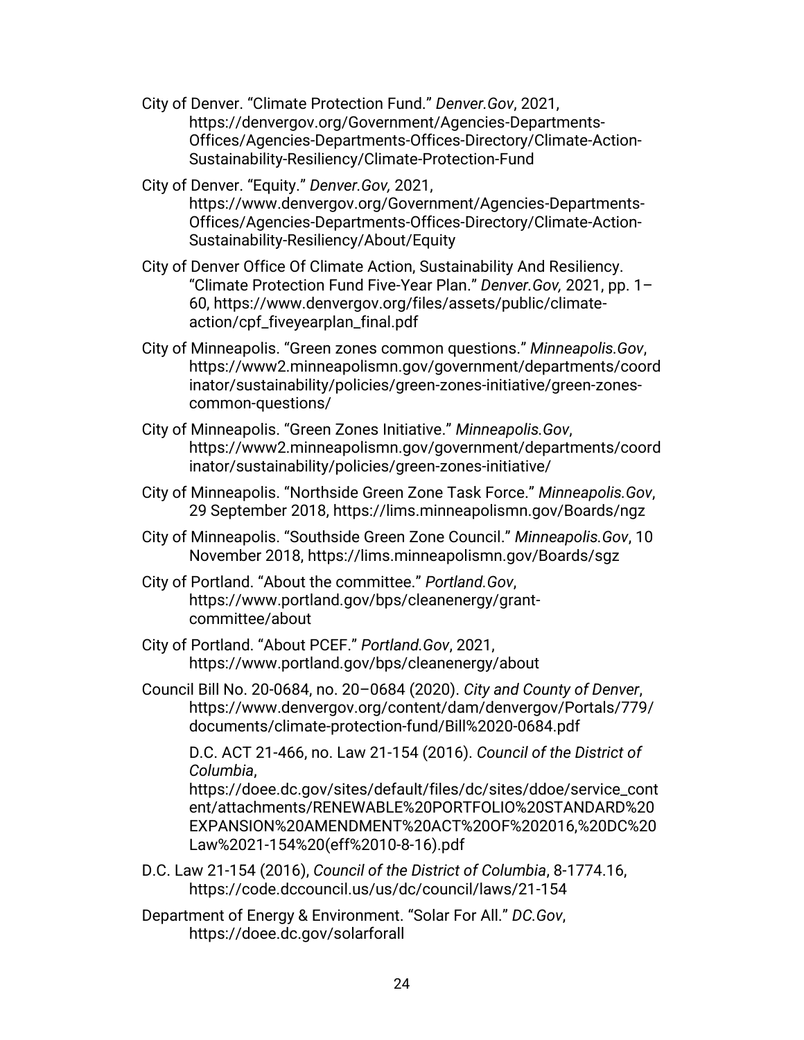City of Denver. "Climate Protection Fund." *Denver.Gov*, 2021, https://denvergov.org/Government/Agencies-Departments-Offices/Agencies-Departments-Offices-Directory/Climate-Action-Sustainability-Resiliency/Climate-Protection-Fund

City of Denver. "Equity." *Denver.Gov,* 2021, https://www.denvergov.org/Government/Agencies-Departments-Offices/Agencies-Departments-Offices-Directory/Climate-Action-Sustainability-Resiliency/About/Equity

City of Denver Office Of Climate Action, Sustainability And Resiliency. "Climate Protection Fund Five-Year Plan." *Denver.Gov,* 2021, pp. 1–60, https://www.denvergov.org/files/assets/public/climate-action/cpf_fiveyearplan_final.pdf

City of Minneapolis. "Green zones common questions." *Minneapolis.Gov*, https://www2.minneapolismn.gov/government/departments/coordinator/sustainability/policies/green-zones-initiative/green-zones-common-questions/

City of Minneapolis. "Green Zones Initiative." *Minneapolis.Gov*, https://www2.minneapolismn.gov/government/departments/coordinator/sustainability/policies/green-zones-initiative/

City of Minneapolis. "Northside Green Zone Task Force." *Minneapolis.Gov*, 29 September 2018, https://lims.minneapolismn.gov/Boards/ngz

City of Minneapolis. "Southside Green Zone Council." *Minneapolis.Gov*, 10 November 2018, https://lims.minneapolismn.gov/Boards/sgz

City of Portland. "About the committee." *Portland.Gov*, https://www.portland.gov/bps/cleanenergy/grant-committee/about

City of Portland. "About PCEF." *Portland.Gov*, 2021, https://www.portland.gov/bps/cleanenergy/about

Council Bill No. 20-0684, no. 20–0684 (2020). *City and County of Denver*, https://www.denvergov.org/content/dam/denvergov/Portals/779/documents/climate-protection-fund/Bill%2020-0684.pdf

D.C. ACT 21-466, no. Law 21-154 (2016). *Council of the District of Columbia*, https://doee.dc.gov/sites/default/files/dc/sites/ddoe/service_content/attachments/RENEWABLE%20PORTFOLIO%20STANDARD%20EXPANSION%20AMENDMENT%20ACT%20OF%202016,%20DC%20Law%2021-154%20(eff%2010-8-16).pdf

D.C. Law 21-154 (2016), *Council of the District of Columbia*, 8-1774.16, https://code.dccouncil.us/us/dc/council/laws/21-154

Department of Energy & Environment. "Solar For All." *DC.Gov*, https://doee.dc.gov/solarforall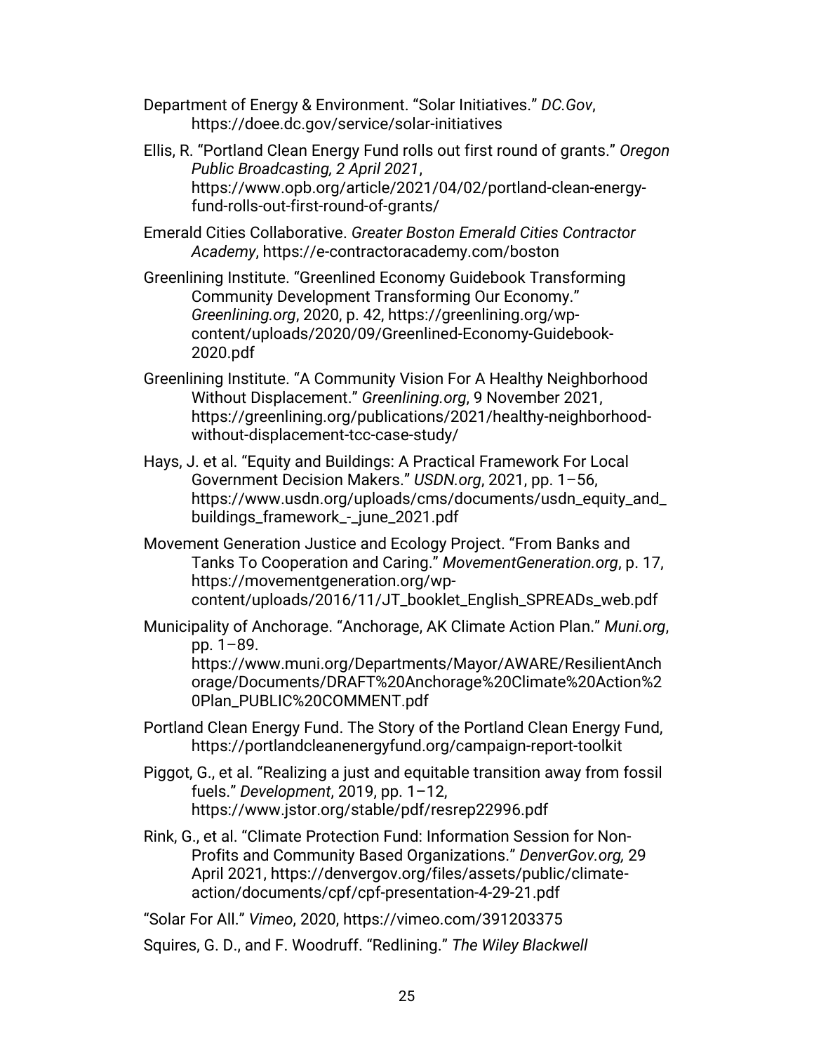Department of Energy & Environment. "Solar Initiatives." *DC.Gov*, https://doee.dc.gov/service/solar-initiatives

Ellis, R. "Portland Clean Energy Fund rolls out first round of grants." *Oregon Public Broadcasting, 2 April 2021*, https://www.opb.org/article/2021/04/02/portland-clean-energy-fund-rolls-out-first-round-of-grants/

Emerald Cities Collaborative. *Greater Boston Emerald Cities Contractor Academy*, https://e-contractoracademy.com/boston

Greenlining Institute. "Greenlined Economy Guidebook Transforming Community Development Transforming Our Economy." *Greenlining.org*, 2020, p. 42, https://greenlining.org/wp-content/uploads/2020/09/Greenlined-Economy-Guidebook-2020.pdf

Greenlining Institute. "A Community Vision For A Healthy Neighborhood Without Displacement." *Greenlining.org*, 9 November 2021, https://greenlining.org/publications/2021/healthy-neighborhood-without-displacement-tcc-case-study/

Hays, J. et al. "Equity and Buildings: A Practical Framework For Local Government Decision Makers." *USDN.org*, 2021, pp. 1–56, https://www.usdn.org/uploads/cms/documents/usdn_equity_and_buildings_framework_-_june_2021.pdf

Movement Generation Justice and Ecology Project. "From Banks and Tanks To Cooperation and Caring." *MovementGeneration.org*, p. 17, https://movementgeneration.org/wp-content/uploads/2016/11/JT_booklet_English_SPREADs_web.pdf

Municipality of Anchorage. "Anchorage, AK Climate Action Plan." *Muni.org*, pp. 1–89. https://www.muni.org/Departments/Mayor/AWARE/ResilientAnchorage/Documents/DRAFT%20Anchorage%20Climate%20Action%20Plan_PUBLIC%20COMMENT.pdf

Portland Clean Energy Fund. The Story of the Portland Clean Energy Fund, https://portlandcleanenergyfund.org/campaign-report-toolkit

Piggot, G., et al. "Realizing a just and equitable transition away from fossil fuels." *Development*, 2019, pp. 1–12, https://www.jstor.org/stable/pdf/resrep22996.pdf

Rink, G., et al. "Climate Protection Fund: Information Session for Non-Profits and Community Based Organizations." *DenverGov.org,* 29 April 2021, https://denvergov.org/files/assets/public/climate-action/documents/cpf/cpf-presentation-4-29-21.pdf

"Solar For All." *Vimeo*, 2020, https://vimeo.com/391203375

Squires, G. D., and F. Woodruff. "Redlining." *The Wiley Blackwell*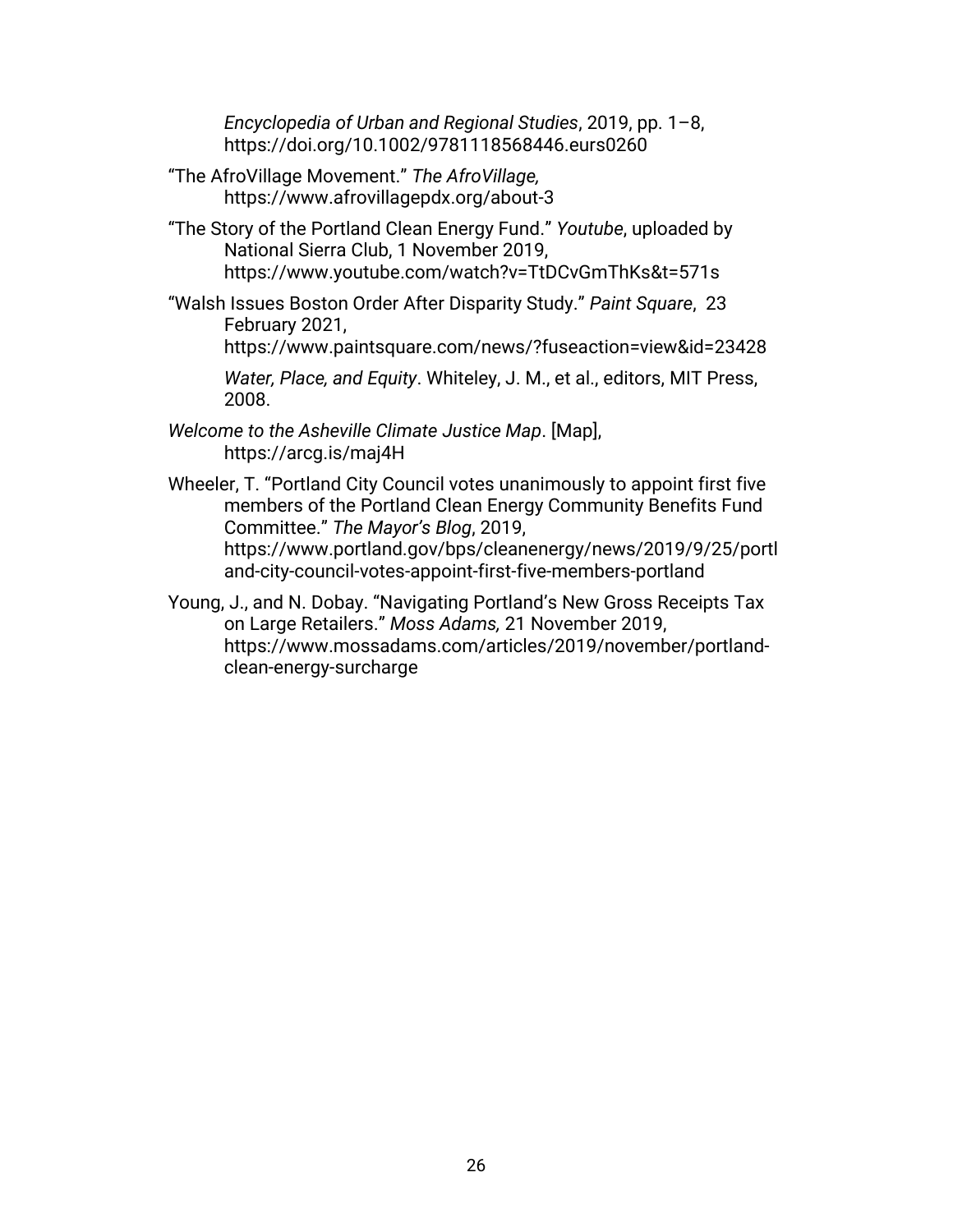*Encyclopedia of Urban and Regional Studies*, 2019, pp. 1–8, https://doi.org/10.1002/9781118568446.eurs0260

“The AfroVillage Movement.” *The AfroVillage,* https://www.afrovillagepdx.org/about-3

“The Story of the Portland Clean Energy Fund.” *Youtube*, uploaded by National Sierra Club, 1 November 2019, https://www.youtube.com/watch?v=TtDCvGmThKs&t=571s

“Walsh Issues Boston Order After Disparity Study.” *Paint Square*, 23 February 2021, https://www.paintsquare.com/news/?fuseaction=view&id=23428

*Water, Place, and Equity*. Whiteley, J. M., et al., editors, MIT Press, 2008.

*Welcome to the Asheville Climate Justice Map*. [Map], https://arcg.is/maj4H

Wheeler, T. “Portland City Council votes unanimously to appoint first five members of the Portland Clean Energy Community Benefits Fund Committee.” *The Mayor’s Blog*, 2019, https://www.portland.gov/bps/cleanenergy/news/2019/9/25/portland-city-council-votes-appoint-first-five-members-portland

Young, J., and N. Dobay. “Navigating Portland’s New Gross Receipts Tax on Large Retailers.” *Moss Adams,* 21 November 2019, https://www.mossadams.com/articles/2019/november/portland-clean-energy-surcharge